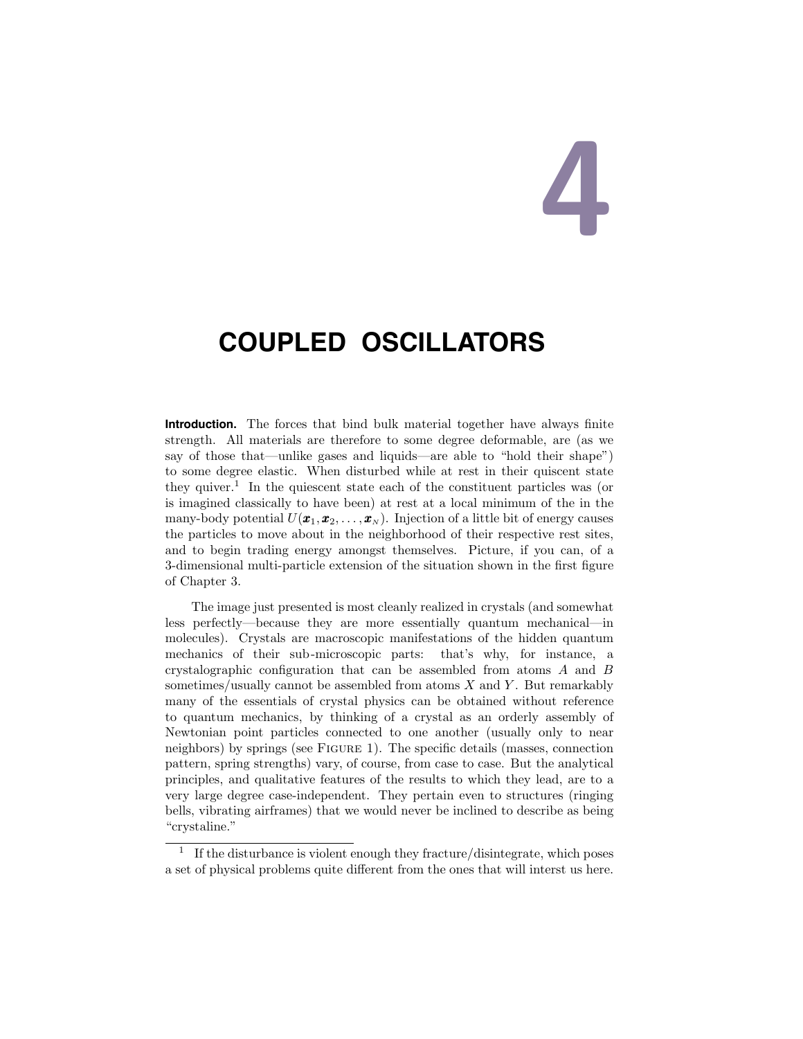# 4

# COUPLED OSCILLATORS

**Introduction.** The forces that bind bulk material together have always finite strength. All materials are therefore to some degree deformable, are (as we say of those that—unlike gases and liquids—are able to "hold their shape") to some degree elastic. When disturbed while at rest in their quiscent state they quiver.[1] In the quiescent state each of the constituent particles was (or is imagined classically to have been) at rest at a local minimum of the in the many-body potential $U(\boldsymbol{x}_1, \boldsymbol{x}_2, \ldots, \boldsymbol{x}_N)$. Injection of a little bit of energy causes the particles to move about in the neighborhood of their respective rest sites, and to begin trading energy amongst themselves. Picture, if you can, of a 3-dimensional multi-particle extension of the situation shown in the first figure of Chapter 3.

The image just presented is most cleanly realized in crystals (and somewhat less perfectly—because they are more essentially quantum mechanical—in molecules). Crystals are macroscopic manifestations of the hidden quantum mechanics of their sub-microscopic parts: that's why, for instance, a crystalographic configuration that can be assembled from atoms $A$ and $B$ sometimes/usually cannot be assembled from atoms $X$ and $Y$. But remarkably many of the essentials of crystal physics can be obtained without reference to quantum mechanics, by thinking of a crystal as an orderly assembly of Newtonian point particles connected to one another (usually only to near neighbors) by springs (see Figure 1). The specific details (masses, connection pattern, spring strengths) vary, of course, from case to case. But the analytical principles, and qualitative features of the results to which they lead, are to a very large degree case-independent. They pertain even to structures (ringing bells, vibrating airframes) that we would never be inclined to describe as being "crystaline."

[1] If the disturbance is violent enough they fracture/disintegrate, which poses a set of physical problems quite different from the ones that will interst us here.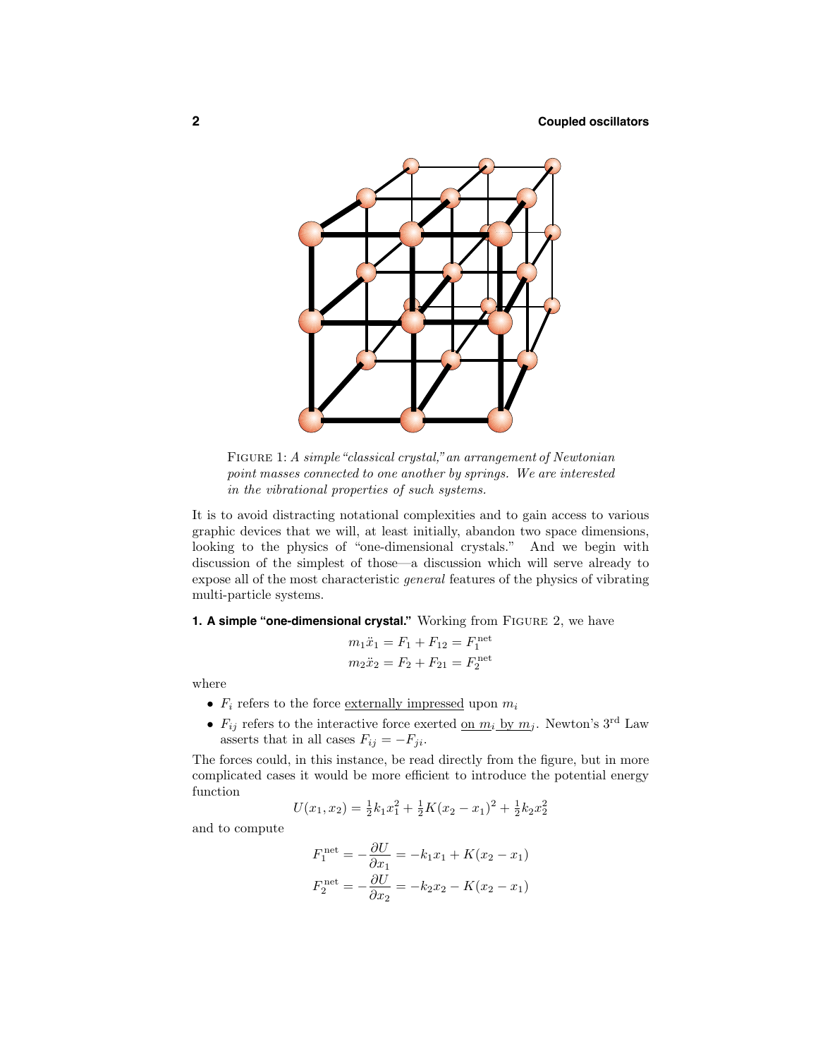FIGURE 1: *A simple "classical crystal," an arrangement of Newtonian point masses connected to one another by springs. We are interested in the vibrational properties of such systems.*

It is to avoid distracting notational complexities and to gain access to various graphic devices that we will, at least initially, abandon two space dimensions, looking to the physics of "one-dimensional crystals." And we begin with discussion of the simplest of those—a discussion which will serve already to expose all of the most characteristic *general* features of the physics of vibrating multi-particle systems.

**1. A simple "one-dimensional crystal."** Working from FIGURE 2, we have

$$
\begin{aligned}
m_1\ddot{x}_1 &= F_1 + F_{12} = F_1^{\text{net}}\\
m_2\ddot{x}_2 &= F_2 + F_{21} = F_2^{\text{net}}
\end{aligned}
$$

where

- $F_i$ refers to the force externally impressed upon $m_i$
- $F_{ij}$ refers to the interactive force exerted on $m_i$ by $m_j$. Newton's 3rd Law asserts that in all cases $F_{ij} = -F_{ji}$.

The forces could, in this instance, be read directly from the figure, but in more complicated cases it would be more efficient to introduce the potential energy function

$$
U(x_1, x_2) = \tfrac{1}{2}k_1x_1^2 + \tfrac{1}{2}K(x_2 - x_1)^2 + \tfrac{1}{2}k_2x_2^2
$$

and to compute

$$
\begin{aligned}
F_1^{\text{net}} &= -\frac{\partial U}{\partial x_1} = -k_1x_1 + K(x_2 - x_1)\\
F_2^{\text{net}} &= -\frac{\partial U}{\partial x_2} = -k_2x_2 - K(x_2 - x_1)
\end{aligned}
$$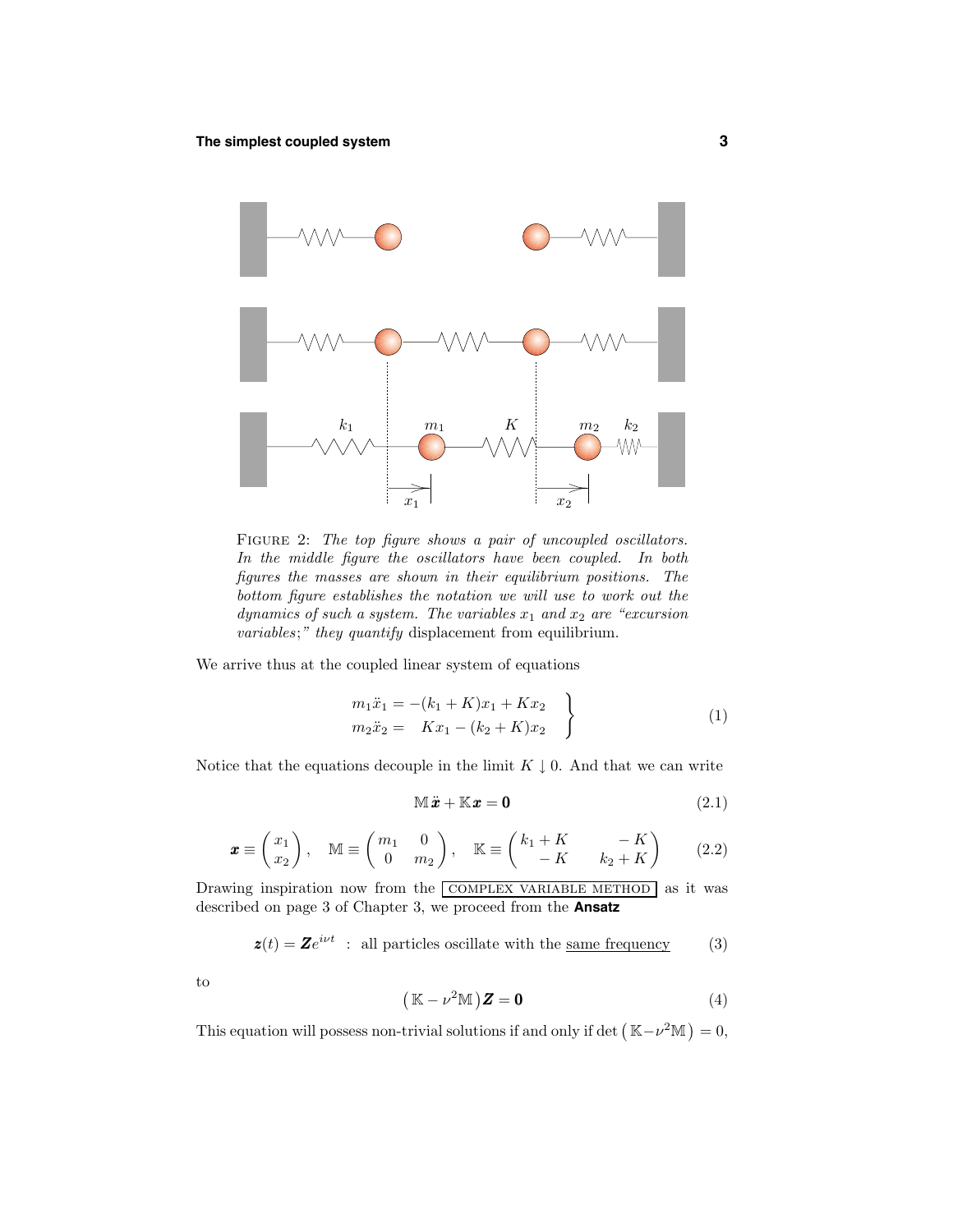FIGURE 2: *The top figure shows a pair of uncoupled oscillators. In the middle figure the oscillators have been coupled. In both figures the masses are shown in their equilibrium positions. The bottom figure establishes the notation we will use to work out the dynamics of such a system. The variables $x_1$ and $x_2$ are "excursion variables;" they quantify* displacement from equilibrium.

We arrive thus at the coupled linear system of equations

$$\left.\begin{aligned} m_1\ddot{x}_1 &= -(k_1+K)x_1 + Kx_2 \\ m_2\ddot{x}_2 &= \quad Kx_1 - (k_2+K)x_2 \end{aligned}\right\} \tag{1}$$

Notice that the equations decouple in the limit $K \downarrow 0$. And that we can write

$$\mathbb{M}\,\ddot{\boldsymbol{x}} + \mathbb{K}\boldsymbol{x} = \boldsymbol{0} \tag{2.1}$$

$$\boldsymbol{x} \equiv \begin{pmatrix} x_1 \\ x_2 \end{pmatrix}, \quad \mathbb{M} \equiv \begin{pmatrix} m_1 & 0 \\ 0 & m_2 \end{pmatrix}, \quad \mathbb{K} \equiv \begin{pmatrix} k_1+K & -K \\ -K & k_2+K \end{pmatrix} \tag{2.2}$$

Drawing inspiration now from the COMPLEX VARIABLE METHOD as it was described on page 3 of Chapter 3, we proceed from the **Ansatz**

$$\boldsymbol{z}(t) = \boldsymbol{Z}e^{i\nu t} \;\; : \;\; \text{all particles oscillate with the } \underline{\text{same frequency}} \tag{3}$$

to

$$\big(\mathbb{K} - \nu^2\mathbb{M}\big)\boldsymbol{Z} = \boldsymbol{0} \tag{4}$$

This equation will possess non-trivial solutions if and only if $\det\big(\mathbb{K}-\nu^2\mathbb{M}\big) = 0$,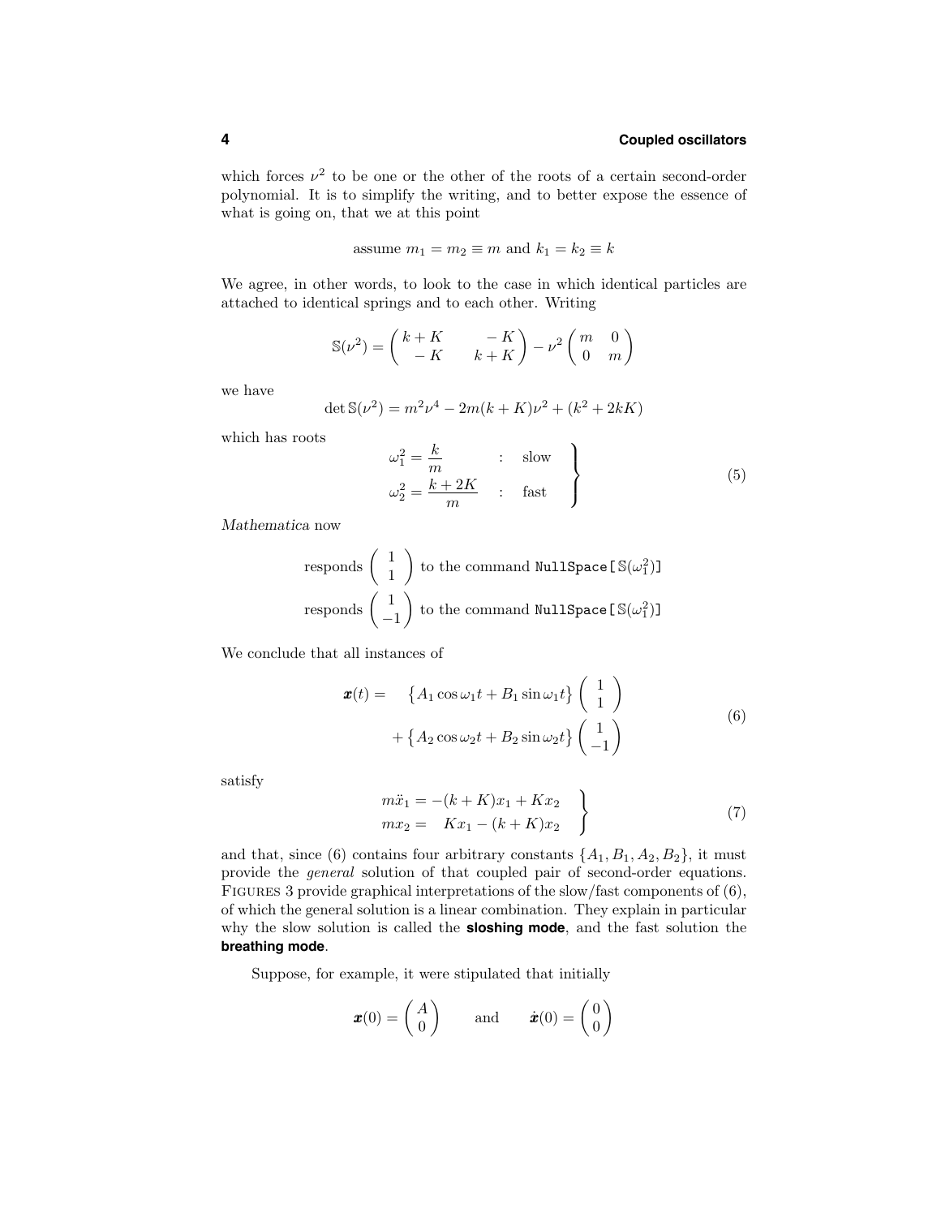which forces $\nu^2$ to be one or the other of the roots of a certain second-order polynomial. It is to simplify the writing, and to better expose the essence of what is going on, that we at this point

$$\text{assume } m_1 = m_2 \equiv m \text{ and } k_1 = k_2 \equiv k$$

We agree, in other words, to look to the case in which identical particles are attached to identical springs and to each other. Writing

$$\mathbb{S}(\nu^2) = \begin{pmatrix} k+K & -K \\ -K & k+K \end{pmatrix} - \nu^2 \begin{pmatrix} m & 0 \\ 0 & m \end{pmatrix}$$

we have

$$\det \mathbb{S}(\nu^2) = m^2\nu^4 - 2m(k+K)\nu^2 + (k^2 + 2kK)$$

which has roots

$$\left.\begin{aligned} \omega_1^2 &= \frac{k}{m} &&: \quad \text{slow} \\ \omega_2^2 &= \frac{k+2K}{m} &&: \quad \text{fast} \end{aligned}\right\} \tag{5}$$

*Mathematica* now

$$\text{responds} \begin{pmatrix} 1 \\ 1 \end{pmatrix} \text{ to the command } \texttt{NullSpace[}\mathbb{S}(\omega_1^2)\texttt{]}$$

$$\text{responds} \begin{pmatrix} 1 \\ -1 \end{pmatrix} \text{ to the command } \texttt{NullSpace[}\mathbb{S}(\omega_1^2)\texttt{]}$$

We conclude that all instances of

$$\begin{aligned} \boldsymbol{x}(t) = &\quad \big\{A_1 \cos\omega_1 t + B_1 \sin\omega_1 t\big\} \begin{pmatrix} 1 \\ 1 \end{pmatrix} \\ &+ \big\{A_2 \cos\omega_2 t + B_2 \sin\omega_2 t\big\} \begin{pmatrix} 1 \\ -1 \end{pmatrix} \end{aligned} \tag{6}$$

satisfy

$$\left.\begin{aligned} m\ddot{x}_1 &= -(k+K)x_1 + Kx_2 \\ mx_2 &= \quad Kx_1 - (k+K)x_2 \end{aligned}\right\} \tag{7}$$

and that, since (6) contains four arbitrary constants $\{A_1, B_1, A_2, B_2\}$, it must provide the *general* solution of that coupled pair of second-order equations. FIGURES 3 provide graphical interpretations of the slow/fast components of (6), of which the general solution is a linear combination. They explain in particular why the slow solution is called the **sloshing mode**, and the fast solution the **breathing mode**.

Suppose, for example, it were stipulated that initially

$$\boldsymbol{x}(0) = \begin{pmatrix} A \\ 0 \end{pmatrix} \qquad \text{and} \qquad \dot{\boldsymbol{x}}(0) = \begin{pmatrix} 0 \\ 0 \end{pmatrix}$$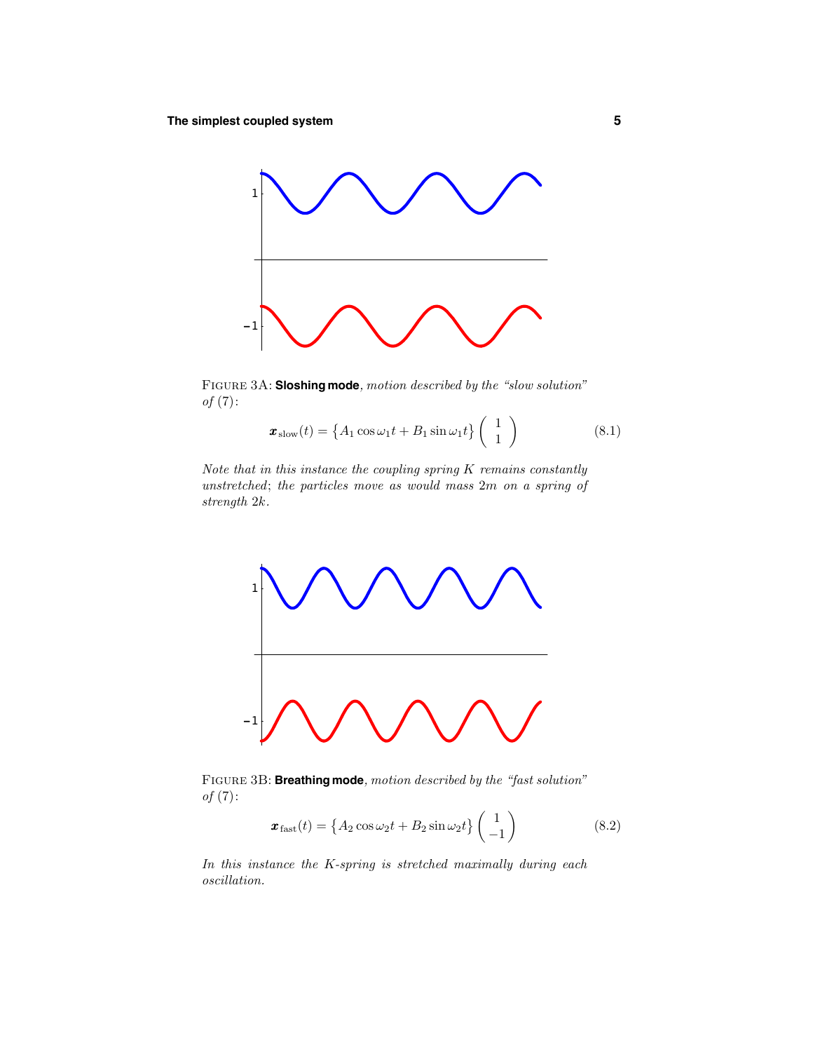FIGURE 3A: **Sloshing mode**, *motion described by the "slow solution" of* (7):

$$\boldsymbol{x}_{\text{slow}}(t) = \big\{A_1 \cos\omega_1 t + B_1 \sin\omega_1 t\big\} \begin{pmatrix} 1 \\ 1 \end{pmatrix} \tag{8.1}$$

*Note that in this instance the coupling spring $K$ remains constantly unstretched; the particles move as would mass $2m$ on a spring of strength $2k$.*

FIGURE 3B: **Breathing mode**, *motion described by the "fast solution" of* (7):

$$\boldsymbol{x}_{\text{fast}}(t) = \big\{A_2 \cos\omega_2 t + B_2 \sin\omega_2 t\big\} \begin{pmatrix} 1 \\ -1 \end{pmatrix} \tag{8.2}$$

*In this instance the $K$-spring is stretched maximally during each oscillation.*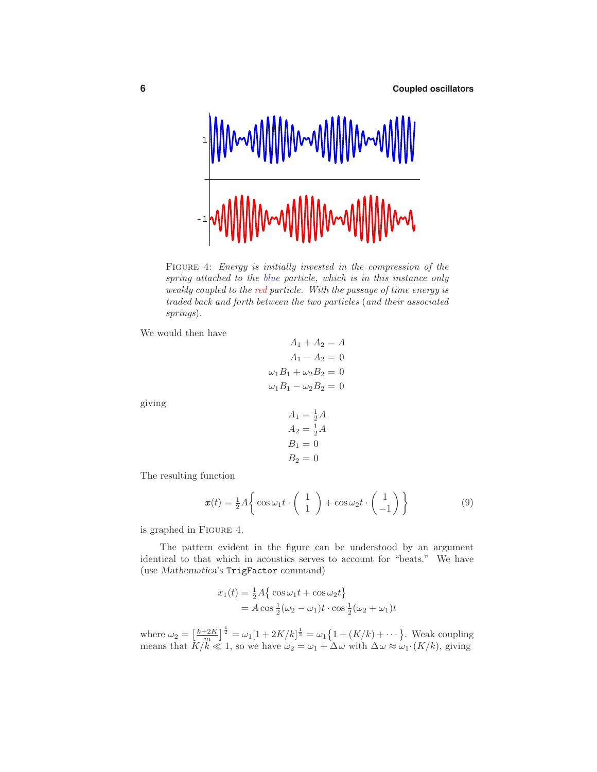FIGURE 4: *Energy is initially invested in the compression of the spring attached to the blue particle, which is in this instance only weakly coupled to the red particle. With the passage of time energy is traded back and forth between the two particles (and their associated springs).*

We would then have

$$
\begin{aligned}
A_1 + A_2 &= A \\
A_1 - A_2 &= 0 \\
\omega_1 B_1 + \omega_2 B_2 &= 0 \\
\omega_1 B_1 - \omega_2 B_2 &= 0
\end{aligned}
$$

giving

$$
\begin{aligned}
A_1 &= \tfrac{1}{2}A \\
A_2 &= \tfrac{1}{2}A \\
B_1 &= 0 \\
B_2 &= 0
\end{aligned}
$$

The resulting function

$$
\boldsymbol{x}(t) = \tfrac{1}{2}A\left\{ \cos\omega_1 t \cdot \begin{pmatrix} 1 \\ 1 \end{pmatrix} + \cos\omega_2 t \cdot \begin{pmatrix} 1 \\ -1 \end{pmatrix} \right\} \tag{9}
$$

is graphed in FIGURE 4.

The pattern evident in the figure can be understood by an argument identical to that which in acoustics serves to account for "beats." We have (use *Mathematica*'s `TrigFactor` command)

$$
\begin{aligned}
x_1(t) &= \tfrac{1}{2}A\big\{ \cos\omega_1 t + \cos\omega_2 t \big\} \\
&= A\cos\tfrac{1}{2}(\omega_2 - \omega_1)t \cdot \cos\tfrac{1}{2}(\omega_2 + \omega_1)t
\end{aligned}
$$

where $\omega_2 = \left[\frac{k+2K}{m}\right]^{\frac{1}{2}} = \omega_1[1 + 2K/k]^{\frac{1}{2}} = \omega_1\big\{1 + (K/k) + \cdots\big\}$. Weak coupling means that $K/k \ll 1$, so we have $\omega_2 = \omega_1 + \Delta\omega$ with $\Delta\omega \approx \omega_1 \cdot (K/k)$, giving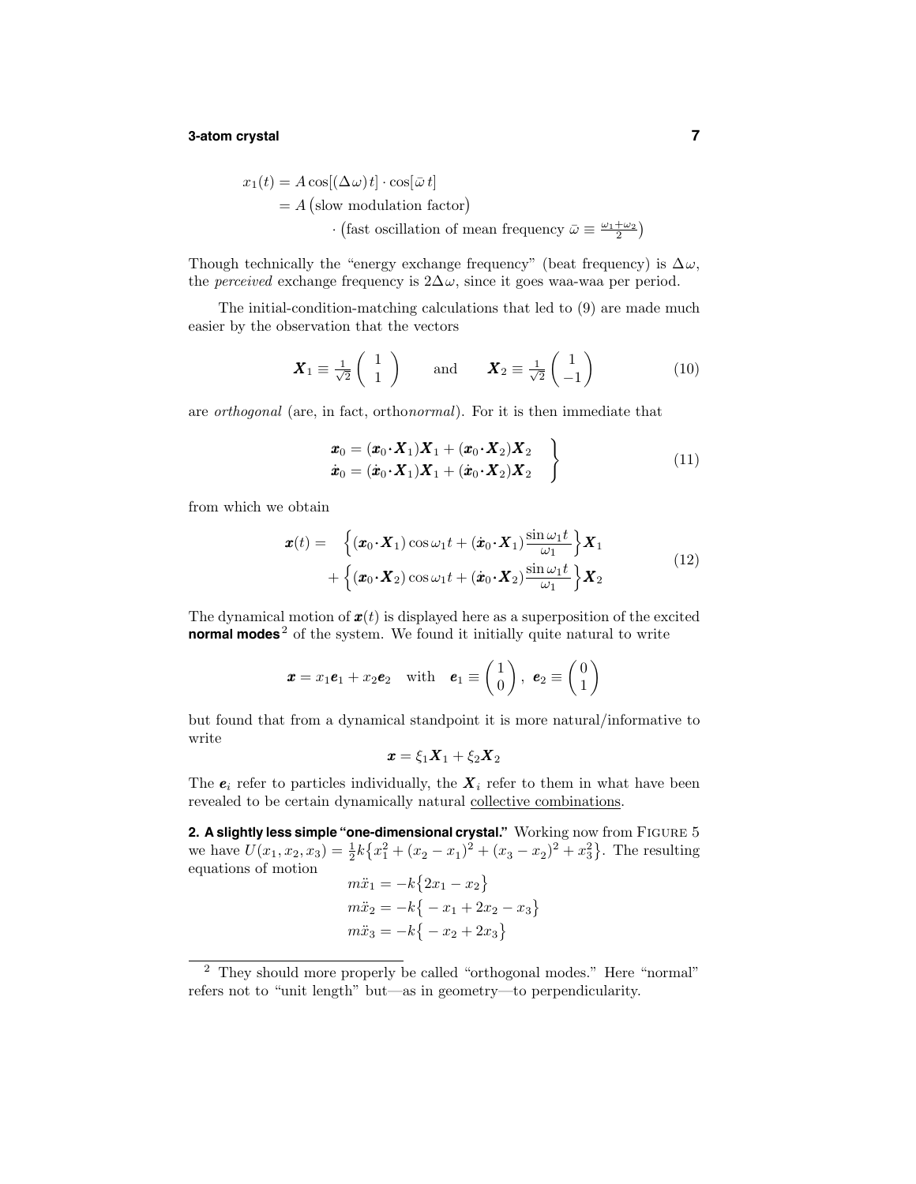$$
\begin{aligned}
x_1(t) &= A\cos[(\Delta\omega)t]\cdot\cos[\bar{\omega}\,t] \\
&= A\,\big(\text{slow modulation factor}\big) \\
&\qquad\qquad \cdot\big(\text{fast oscillation of mean frequency } \bar{\omega} \equiv \tfrac{\omega_1+\omega_2}{2}\big)
\end{aligned}
$$

Though technically the "energy exchange frequency" (beat frequency) is $\Delta\omega$, the *perceived* exchange frequency is $2\Delta\omega$, since it goes waa-waa per period.

The initial-condition-matching calculations that led to (9) are made much easier by the observation that the vectors

$$
\boldsymbol{X}_1 \equiv \tfrac{1}{\sqrt{2}}\begin{pmatrix} 1 \\ 1 \end{pmatrix} \qquad \text{and} \qquad \boldsymbol{X}_2 \equiv \tfrac{1}{\sqrt{2}}\begin{pmatrix} 1 \\ -1 \end{pmatrix} \tag{10}
$$

are *orthogonal* (are, in fact, ortho*normal*). For it is then immediate that

$$
\left.
\begin{aligned}
\boldsymbol{x}_0 &= (\boldsymbol{x}_0\boldsymbol{\cdot}\boldsymbol{X}_1)\boldsymbol{X}_1 + (\boldsymbol{x}_0\boldsymbol{\cdot}\boldsymbol{X}_2)\boldsymbol{X}_2 \\
\dot{\boldsymbol{x}}_0 &= (\dot{\boldsymbol{x}}_0\boldsymbol{\cdot}\boldsymbol{X}_1)\boldsymbol{X}_1 + (\dot{\boldsymbol{x}}_0\boldsymbol{\cdot}\boldsymbol{X}_2)\boldsymbol{X}_2
\end{aligned}
\right\} \tag{11}
$$

from which we obtain

$$
\begin{aligned}
\boldsymbol{x}(t) = &\quad \Big\{(\boldsymbol{x}_0\boldsymbol{\cdot}\boldsymbol{X}_1)\cos\omega_1 t + (\dot{\boldsymbol{x}}_0\boldsymbol{\cdot}\boldsymbol{X}_1)\frac{\sin\omega_1 t}{\omega_1}\Big\}\boldsymbol{X}_1 \\
&+ \Big\{(\boldsymbol{x}_0\boldsymbol{\cdot}\boldsymbol{X}_2)\cos\omega_1 t + (\dot{\boldsymbol{x}}_0\boldsymbol{\cdot}\boldsymbol{X}_2)\frac{\sin\omega_1 t}{\omega_1}\Big\}\boldsymbol{X}_2
\end{aligned} \tag{12}
$$

The dynamical motion of $\boldsymbol{x}(t)$ is displayed here as a superposition of the excited **normal modes**[2] of the system. We found it initially quite natural to write

$$
\boldsymbol{x} = x_1\boldsymbol{e}_1 + x_2\boldsymbol{e}_2 \quad \text{with} \quad \boldsymbol{e}_1 \equiv \begin{pmatrix} 1 \\ 0 \end{pmatrix},\ \boldsymbol{e}_2 \equiv \begin{pmatrix} 0 \\ 1 \end{pmatrix}
$$

but found that from a dynamical standpoint it is more natural/informative to write

$$
\boldsymbol{x} = \xi_1\boldsymbol{X}_1 + \xi_2\boldsymbol{X}_2
$$

The $\boldsymbol{e}_i$ refer to particles individually, the $\boldsymbol{X}_i$ refer to them in what have been revealed to be certain dynamically natural <u>collective combinations</u>.

**2. A slightly less simple "one-dimensional crystal."** Working now from FIGURE 5 we have $U(x_1, x_2, x_3) = \frac{1}{2}k\big\{x_1^2 + (x_2 - x_1)^2 + (x_3 - x_2)^2 + x_3^2\big\}$. The resulting equations of motion

$$
\begin{aligned}
m\ddot{x}_1 &= -k\big\{2x_1 - x_2\big\} \\
m\ddot{x}_2 &= -k\big\{-x_1 + 2x_2 - x_3\big\} \\
m\ddot{x}_3 &= -k\big\{-x_2 + 2x_3\big\}
\end{aligned}
$$

---

[2] They should more properly be called "orthogonal modes." Here "normal" refers not to "unit length" but—as in geometry—to perpendicularity.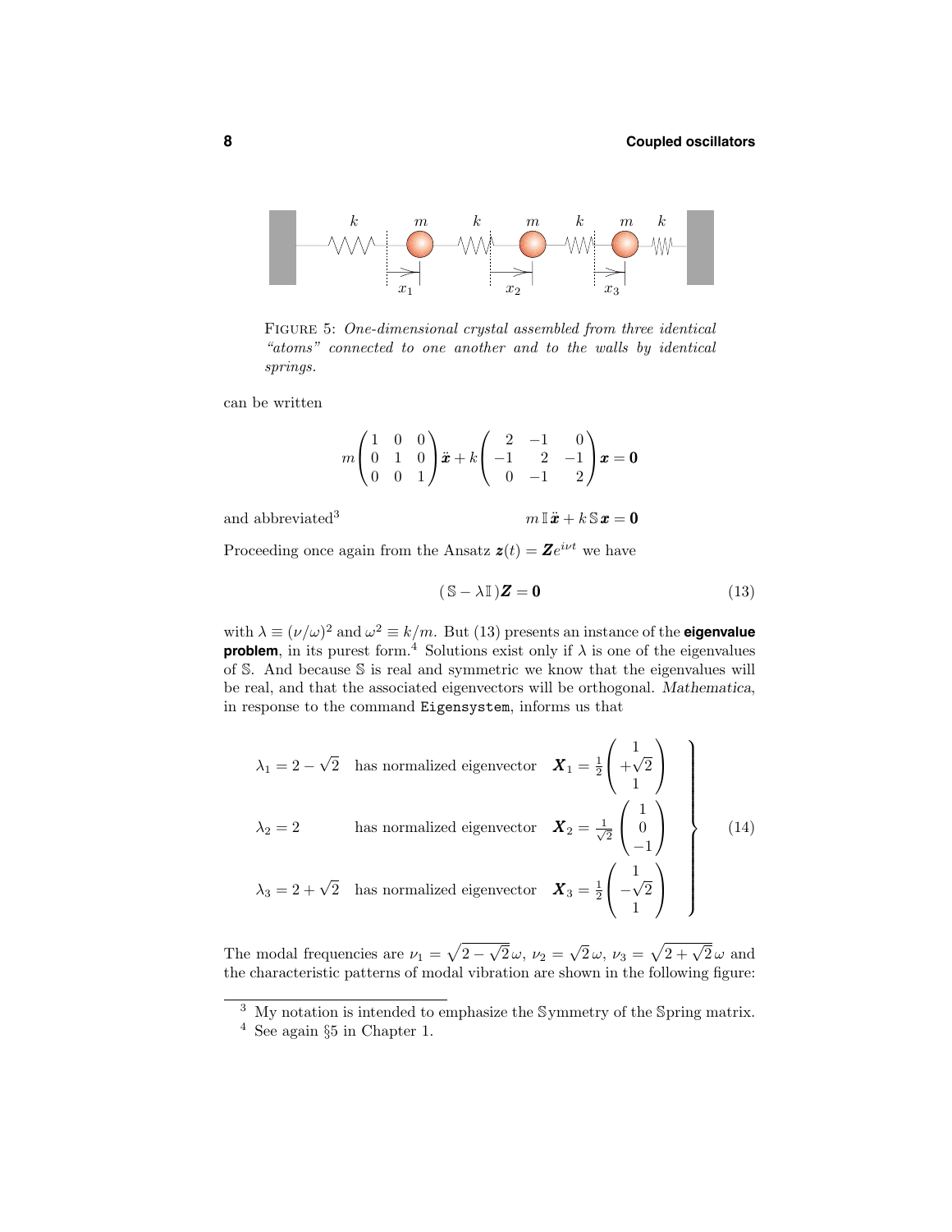FIGURE 5: *One-dimensional crystal assembled from three identical "atoms" connected to one another and to the walls by identical springs.*

can be written

$$m\begin{pmatrix}1&0&0\\0&1&0\\0&0&1\end{pmatrix}\ddot{\boldsymbol{x}}+k\begin{pmatrix}2&-1&0\\-1&2&-1\\0&-1&2\end{pmatrix}\boldsymbol{x}=\boldsymbol{0}$$

and abbreviated[3]

$$m\,\mathbb{I}\,\ddot{\boldsymbol{x}}+k\,\mathbb{S}\,\boldsymbol{x}=\boldsymbol{0}$$

Proceeding once again from the Ansatz $\boldsymbol{z}(t)=\boldsymbol{Z}e^{i\nu t}$ we have

$$(\,\mathbb{S}-\lambda\mathbb{I}\,)\boldsymbol{Z}=\boldsymbol{0} \tag{13}$$

with $\lambda\equiv(\nu/\omega)^2$ and $\omega^2\equiv k/m$. But (13) presents an instance of the **eigenvalue problem**, in its purest form.[4] Solutions exist only if $\lambda$ is one of the eigenvalues of $\mathbb{S}$. And because $\mathbb{S}$ is real and symmetric we know that the eigenvalues will be real, and that the associated eigenvectors will be orthogonal. *Mathematica*, in response to the command `Eigensystem`, informs us that

$$\left.\begin{array}{lll}
\lambda_1=2-\sqrt{2} & \text{has normalized eigenvector} & \boldsymbol{X}_1=\frac{1}{2}\begin{pmatrix}1\\+\sqrt{2}\\1\end{pmatrix}\\[2ex]
\lambda_2=2 & \text{has normalized eigenvector} & \boldsymbol{X}_2=\frac{1}{\sqrt{2}}\begin{pmatrix}1\\0\\-1\end{pmatrix}\\[2ex]
\lambda_3=2+\sqrt{2} & \text{has normalized eigenvector} & \boldsymbol{X}_3=\frac{1}{2}\begin{pmatrix}1\\-\sqrt{2}\\1\end{pmatrix}
\end{array}\right\} \tag{14}$$

The modal frequencies are $\nu_1=\sqrt{2-\sqrt{2}}\,\omega$, $\nu_2=\sqrt{2}\,\omega$, $\nu_3=\sqrt{2+\sqrt{2}}\,\omega$ and the characteristic patterns of modal vibration are shown in the following figure:

[3] My notation is intended to emphasize the $\mathbb{S}$ymmetry of the $\mathbb{S}$pring matrix.

[4] See again §5 in Chapter 1.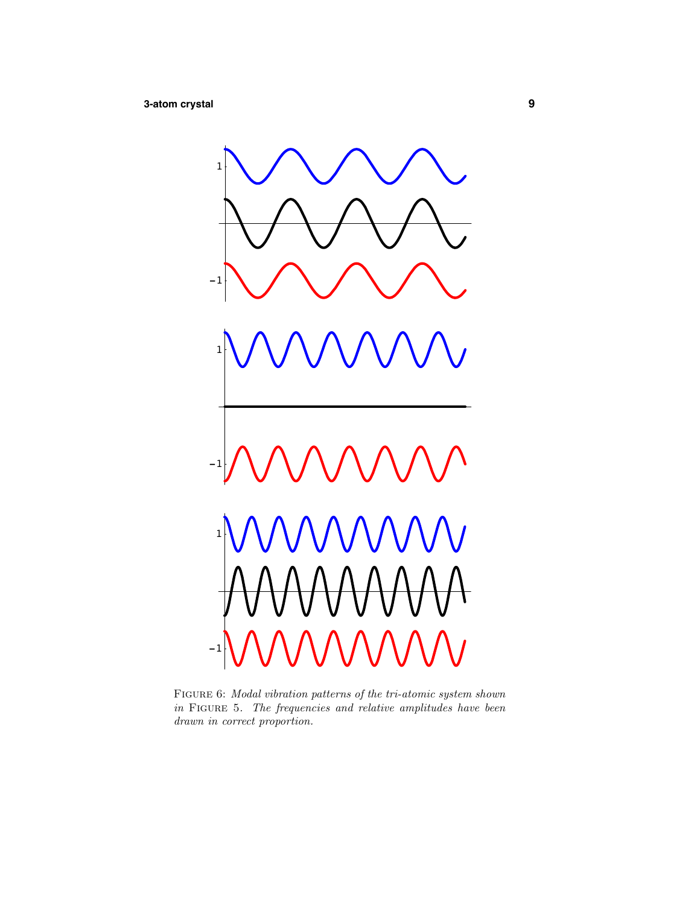FIGURE 6: *Modal vibration patterns of the tri-atomic system shown in* FIGURE 5*. The frequencies and relative amplitudes have been drawn in correct proportion.*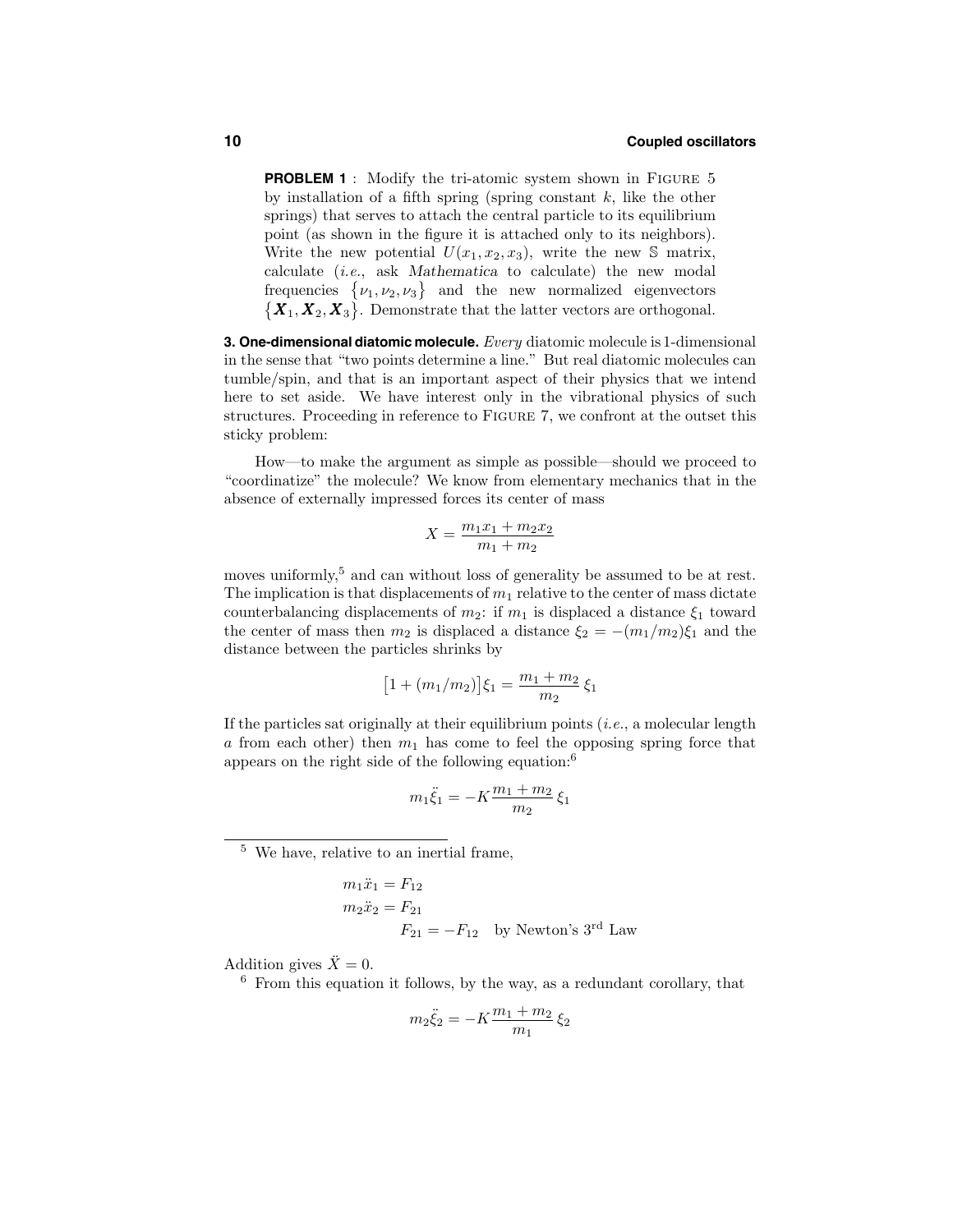**PROBLEM 1** : Modify the tri-atomic system shown in FIGURE 5 by installation of a fifth spring (spring constant $k$, like the other springs) that serves to attach the central particle to its equilibrium point (as shown in the figure it is attached only to its neighbors). Write the new potential $U(x_1, x_2, x_3)$, write the new $\mathbb{S}$ matrix, calculate (*i.e.*, ask *Mathematica* to calculate) the new modal frequencies $\{\nu_1, \nu_2, \nu_3\}$ and the new normalized eigenvectors $\{\boldsymbol{X}_1, \boldsymbol{X}_2, \boldsymbol{X}_3\}$. Demonstrate that the latter vectors are orthogonal.

**3. One-dimensional diatomic molecule.** *Every* diatomic molecule is 1-dimensional in the sense that "two points determine a line." But real diatomic molecules can tumble/spin, and that is an important aspect of their physics that we intend here to set aside. We have interest only in the vibrational physics of such structures. Proceeding in reference to FIGURE 7, we confront at the outset this sticky problem:

How—to make the argument as simple as possible—should we proceed to "coordinatize" the molecule? We know from elementary mechanics that in the absence of externally impressed forces its center of mass

$$X = \frac{m_1 x_1 + m_2 x_2}{m_1 + m_2}$$

moves uniformly,[5] and can without loss of generality be assumed to be at rest. The implication is that displacements of $m_1$ relative to the center of mass dictate counterbalancing displacements of $m_2$: if $m_1$ is displaced a distance $\xi_1$ toward the center of mass then $m_2$ is displaced a distance $\xi_2 = -(m_1/m_2)\xi_1$ and the distance between the particles shrinks by

$$\big[1 + (m_1/m_2)\big]\xi_1 = \frac{m_1 + m_2}{m_2}\,\xi_1$$

If the particles sat originally at their equilibrium points (*i.e.*, a molecular length $a$ from each other) then $m_1$ has come to feel the opposing spring force that appears on the right side of the following equation:[6]

$$m_1 \ddot{\xi}_1 = -K\frac{m_1 + m_2}{m_2}\,\xi_1$$

---

[5] We have, relative to an inertial frame,

$$\begin{aligned} m_1 \ddot{x}_1 &= F_{12} \\ m_2 \ddot{x}_2 &= F_{21} \\ &\qquad F_{21} = -F_{12} \quad \text{by Newton's 3}^{\text{rd}} \text{ Law} \end{aligned}$$

Addition gives $\ddot{X} = 0$.

[6] From this equation it follows, by the way, as a redundant corollary, that

$$m_2 \ddot{\xi}_2 = -K\frac{m_1 + m_2}{m_1}\,\xi_2$$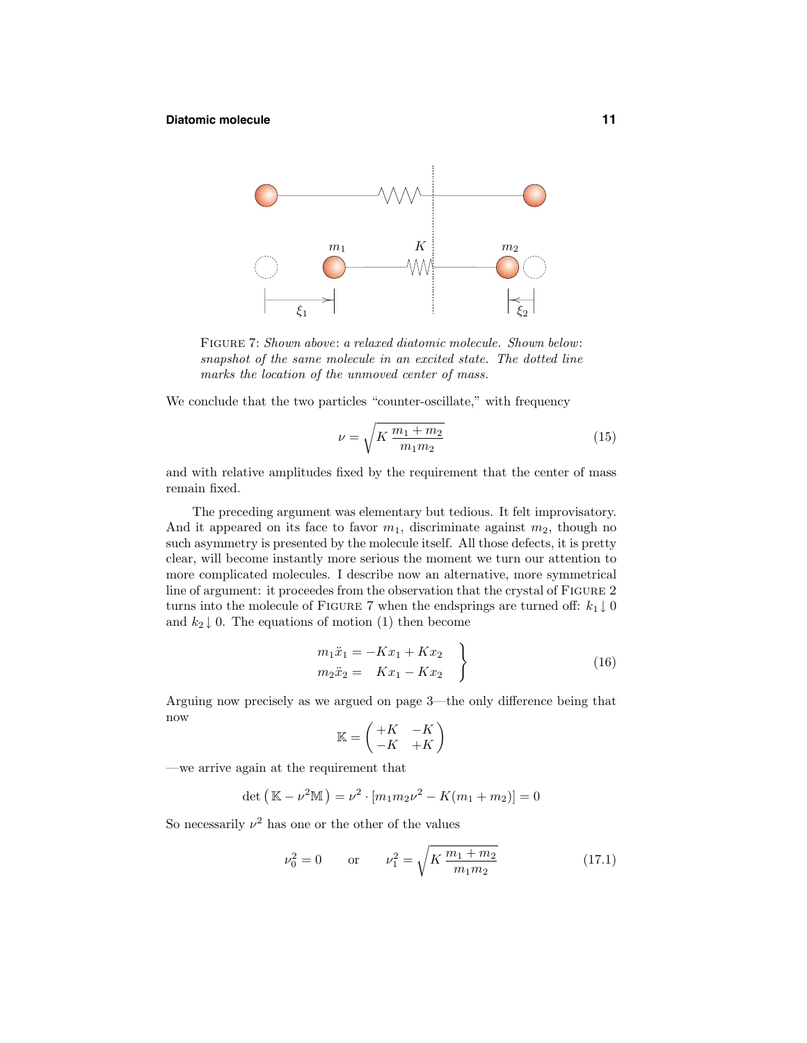FIGURE 7: *Shown above*: *a relaxed diatomic molecule. Shown below*: *snapshot of the same molecule in an excited state. The dotted line marks the location of the unmoved center of mass.*

We conclude that the two particles "counter-oscillate," with frequency

$$\nu = \sqrt{K\,\frac{m_1 + m_2}{m_1 m_2}} \tag{15}$$

and with relative amplitudes fixed by the requirement that the center of mass remain fixed.

The preceding argument was elementary but tedious. It felt improvisatory. And it appeared on its face to favor $m_1$, discriminate against $m_2$, though no such asymmetry is presented by the molecule itself. All those defects, it is pretty clear, will become instantly more serious the moment we turn our attention to more complicated molecules. I describe now an alternative, more symmetrical line of argument: it proceedes from the observation that the crystal of FIGURE 2 turns into the molecule of FIGURE 7 when the endsprings are turned off: $k_1 \downarrow 0$ and $k_2 \downarrow 0$. The equations of motion (1) then become

$$\left.\begin{aligned} m_1\ddot{x}_1 &= -Kx_1 + Kx_2 \\ m_2\ddot{x}_2 &= \phantom{-}Kx_1 - Kx_2 \end{aligned}\right\} \tag{16}$$

Arguing now precisely as we argued on page 3—the only difference being that now

$$\mathbb{K} = \begin{pmatrix} +K & -K \\ -K & +K \end{pmatrix}$$

—we arrive again at the requirement that

$$\det\left(\mathbb{K} - \nu^2\mathbb{M}\right) = \nu^2 \cdot \left[m_1 m_2 \nu^2 - K(m_1 + m_2)\right] = 0$$

So necessarily $\nu^2$ has one or the other of the values

$$\nu_0^2 = 0 \qquad \text{or} \qquad \nu_1^2 = \sqrt{K\,\frac{m_1 + m_2}{m_1 m_2}} \tag{17.1}$$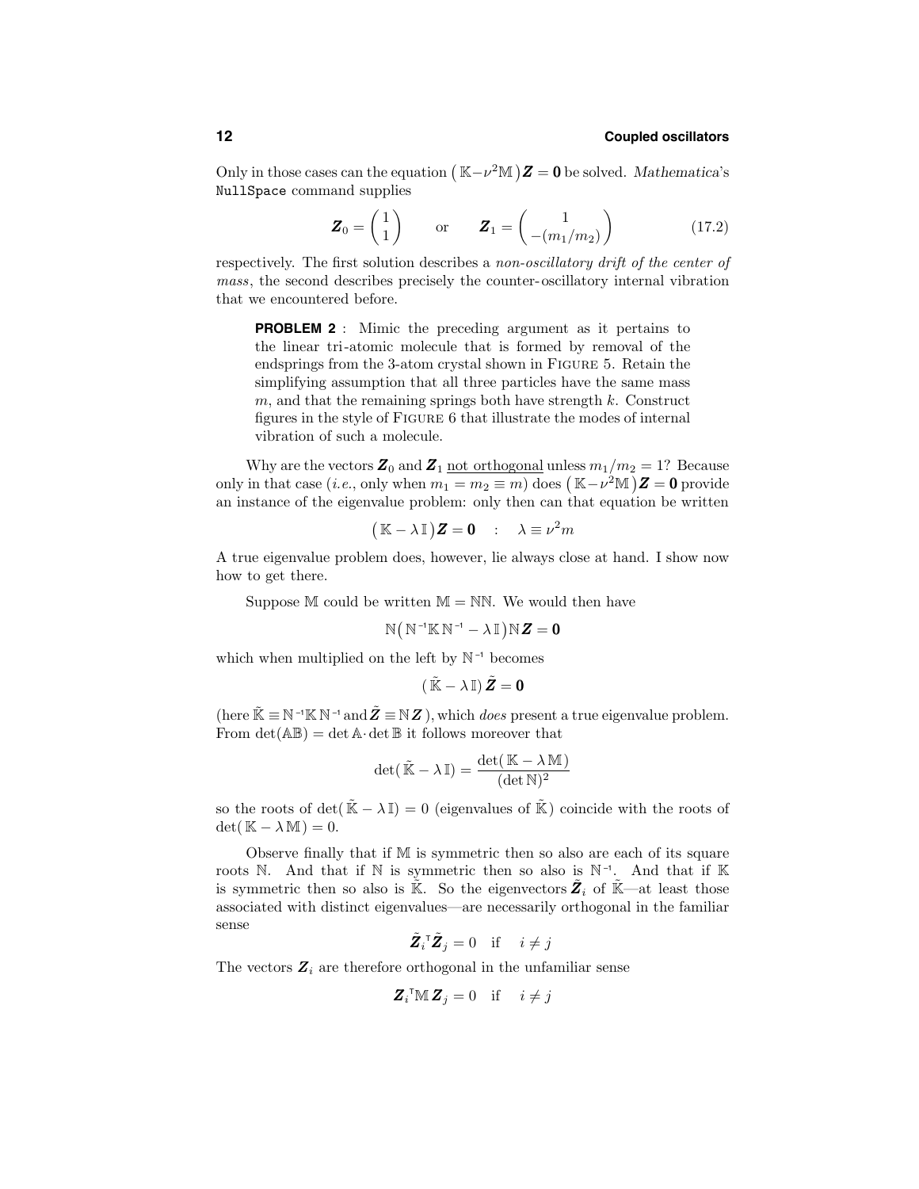Only in those cases can the equation $(\mathbb{K}-\nu^2\mathbb{M})\boldsymbol{Z} = \boldsymbol{0}$ be solved. *Mathematica*'s `NullSpace` command supplies

$$\boldsymbol{Z}_0 = \begin{pmatrix} 1 \\ 1 \end{pmatrix} \qquad \text{or} \qquad \boldsymbol{Z}_1 = \begin{pmatrix} 1 \\ -(m_1/m_2) \end{pmatrix} \tag{17.2}$$

respectively. The first solution describes a *non-oscillatory drift of the center of mass*, the second describes precisely the counter-oscillatory internal vibration that we encountered before.

> **PROBLEM 2** : Mimic the preceding argument as it pertains to the linear tri-atomic molecule that is formed by removal of the endsprings from the 3-atom crystal shown in FIGURE 5. Retain the simplifying assumption that all three particles have the same mass $m$, and that the remaining springs both have strength $k$. Construct figures in the style of FIGURE 6 that illustrate the modes of internal vibration of such a molecule.

Why are the vectors $\boldsymbol{Z}_0$ and $\boldsymbol{Z}_1$ not orthogonal unless $m_1/m_2 = 1$? Because only in that case (*i.e.*, only when $m_1 = m_2 \equiv m$) does $(\mathbb{K}-\nu^2\mathbb{M})\boldsymbol{Z} = \boldsymbol{0}$ provide an instance of the eigenvalue problem: only then can that equation be written

$$(\mathbb{K} - \lambda\,\mathbb{I})\boldsymbol{Z} = \boldsymbol{0} \quad : \quad \lambda \equiv \nu^2 m$$

A true eigenvalue problem does, however, lie always close at hand. I show now how to get there.

Suppose $\mathbb{M}$ could be written $\mathbb{M} = \mathbb{N}\mathbb{N}$. We would then have

$$\mathbb{N}\big(\mathbb{N}^{-1}\mathbb{K}\,\mathbb{N}^{-1} - \lambda\,\mathbb{I}\big)\mathbb{N}\boldsymbol{Z} = \boldsymbol{0}$$

which when multiplied on the left by $\mathbb{N}^{-1}$ becomes

$$(\tilde{\mathbb{K}} - \lambda\,\mathbb{I})\,\tilde{\boldsymbol{Z}} = \boldsymbol{0}$$

(here $\tilde{\mathbb{K}} \equiv \mathbb{N}^{-1}\mathbb{K}\,\mathbb{N}^{-1}$ and $\tilde{\boldsymbol{Z}} \equiv \mathbb{N}\boldsymbol{Z}$ ), which *does* present a true eigenvalue problem. From $\det(\mathbb{A}\mathbb{B}) = \det\mathbb{A}\cdot\det\mathbb{B}$ it follows moreover that

$$\det(\tilde{\mathbb{K}} - \lambda\,\mathbb{I}) = \frac{\det(\mathbb{K} - \lambda\,\mathbb{M})}{(\det\mathbb{N})^2}$$

so the roots of $\det(\tilde{\mathbb{K}} - \lambda\,\mathbb{I}) = 0$ (eigenvalues of $\tilde{\mathbb{K}}$) coincide with the roots of $\det(\mathbb{K} - \lambda\,\mathbb{M}) = 0$.

Observe finally that if $\mathbb{M}$ is symmetric then so also are each of its square roots $\mathbb{N}$. And that if $\mathbb{N}$ is symmetric then so also is $\mathbb{N}^{-1}$. And that if $\mathbb{K}$ is symmetric then so also is $\tilde{\mathbb{K}}$. So the eigenvectors $\tilde{\boldsymbol{Z}}_i$ of $\tilde{\mathbb{K}}$—at least those associated with distinct eigenvalues—are necessarily orthogonal in the familiar sense

$$\tilde{\boldsymbol{Z}}_i^{\mathsf{T}}\tilde{\boldsymbol{Z}}_j = 0 \quad \text{if} \quad i \neq j$$

The vectors $\boldsymbol{Z}_i$ are therefore orthogonal in the unfamiliar sense

$$\boldsymbol{Z}_i^{\mathsf{T}}\mathbb{M}\,\boldsymbol{Z}_j = 0 \quad \text{if} \quad i \neq j$$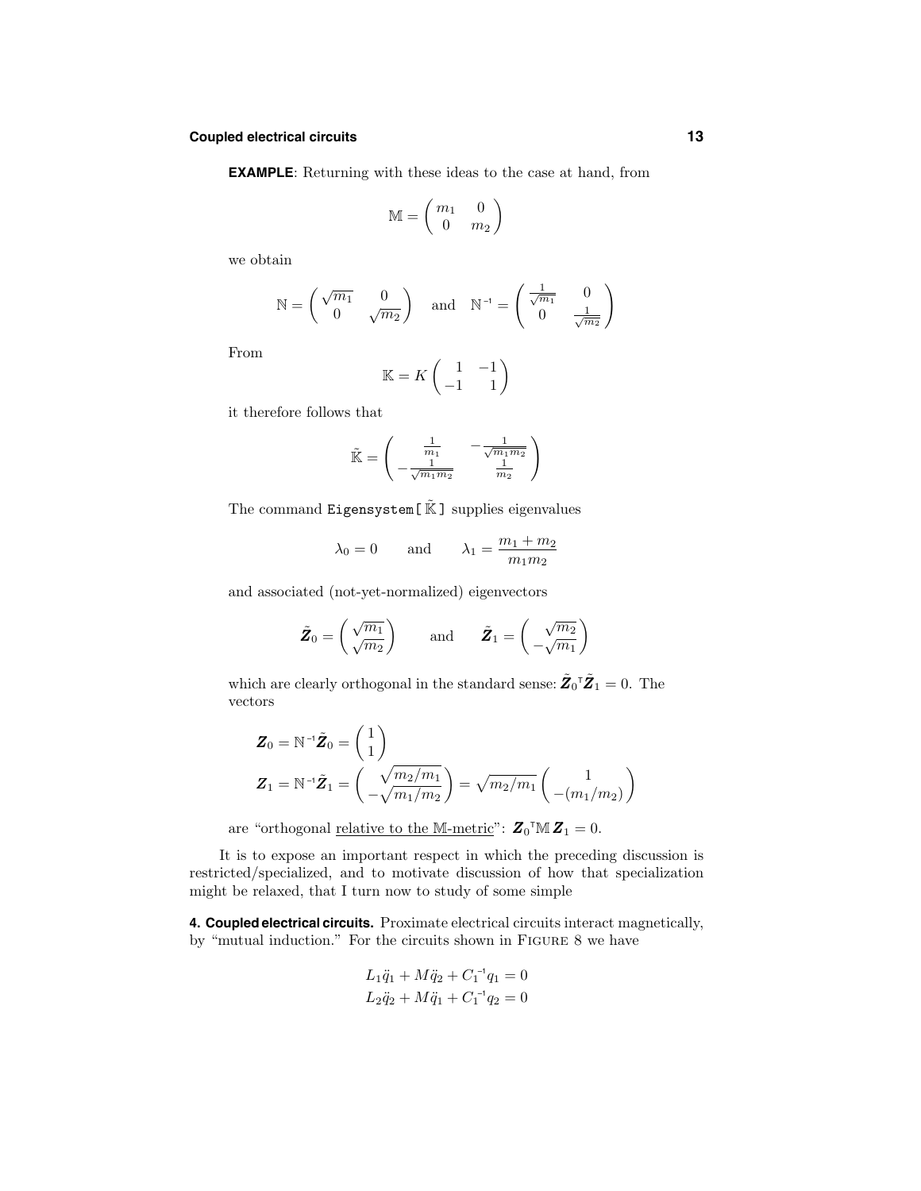**EXAMPLE**: Returning with these ideas to the case at hand, from

$$\mathbb{M} = \begin{pmatrix} m_1 & 0 \\ 0 & m_2 \end{pmatrix}$$

we obtain

$$\mathbb{N} = \begin{pmatrix} \sqrt{m_1} & 0 \\ 0 & \sqrt{m_2} \end{pmatrix} \quad \text{and} \quad \mathbb{N}^{-1} = \begin{pmatrix} \frac{1}{\sqrt{m_1}} & 0 \\ 0 & \frac{1}{\sqrt{m_2}} \end{pmatrix}$$

From

$$\mathbb{K} = K \begin{pmatrix} 1 & -1 \\ -1 & 1 \end{pmatrix}$$

it therefore follows that

$$\tilde{\mathbb{K}} = \begin{pmatrix} \frac{1}{m_1} & -\frac{1}{\sqrt{m_1 m_2}} \\ -\frac{1}{\sqrt{m_1 m_2}} & \frac{1}{m_2} \end{pmatrix}$$

The command `Eigensystem[` $\tilde{\mathbb{K}}$ `]` supplies eigenvalues

$$\lambda_0 = 0 \qquad \text{and} \qquad \lambda_1 = \frac{m_1 + m_2}{m_1 m_2}$$

and associated (not-yet-normalized) eigenvectors

$$\tilde{\boldsymbol{Z}}_0 = \begin{pmatrix} \sqrt{m_1} \\ \sqrt{m_2} \end{pmatrix} \qquad \text{and} \qquad \tilde{\boldsymbol{Z}}_1 = \begin{pmatrix} \sqrt{m_2} \\ -\sqrt{m_1} \end{pmatrix}$$

which are clearly orthogonal in the standard sense: $\tilde{\boldsymbol{Z}}_0{}^{\mathsf{T}}\tilde{\boldsymbol{Z}}_1 = 0$. The vectors

$$\boldsymbol{Z}_0 = \mathbb{N}^{-1}\tilde{\boldsymbol{Z}}_0 = \begin{pmatrix} 1 \\ 1 \end{pmatrix}$$

$$\boldsymbol{Z}_1 = \mathbb{N}^{-1}\tilde{\boldsymbol{Z}}_1 = \begin{pmatrix} \sqrt{m_2/m_1} \\ -\sqrt{m_1/m_2} \end{pmatrix} = \sqrt{m_2/m_1}\begin{pmatrix} 1 \\ -(m_1/m_2) \end{pmatrix}$$

are "orthogonal <u>relative to the $\mathbb{M}$-metric</u>": $\boldsymbol{Z}_0{}^{\mathsf{T}}\mathbb{M}\,\boldsymbol{Z}_1 = 0$.

It is to expose an important respect in which the preceding discussion is restricted/specialized, and to motivate discussion of how that specialization might be relaxed, that I turn now to study of some simple

## 4. Coupled electrical circuits.

Proximate electrical circuits interact magnetically, by "mutual induction." For the circuits shown in FIGURE 8 we have

$$L_1\ddot{q}_1 + M\ddot{q}_2 + C_1^{-1}q_1 = 0$$
$$L_2\ddot{q}_2 + M\ddot{q}_1 + C_1^{-1}q_2 = 0$$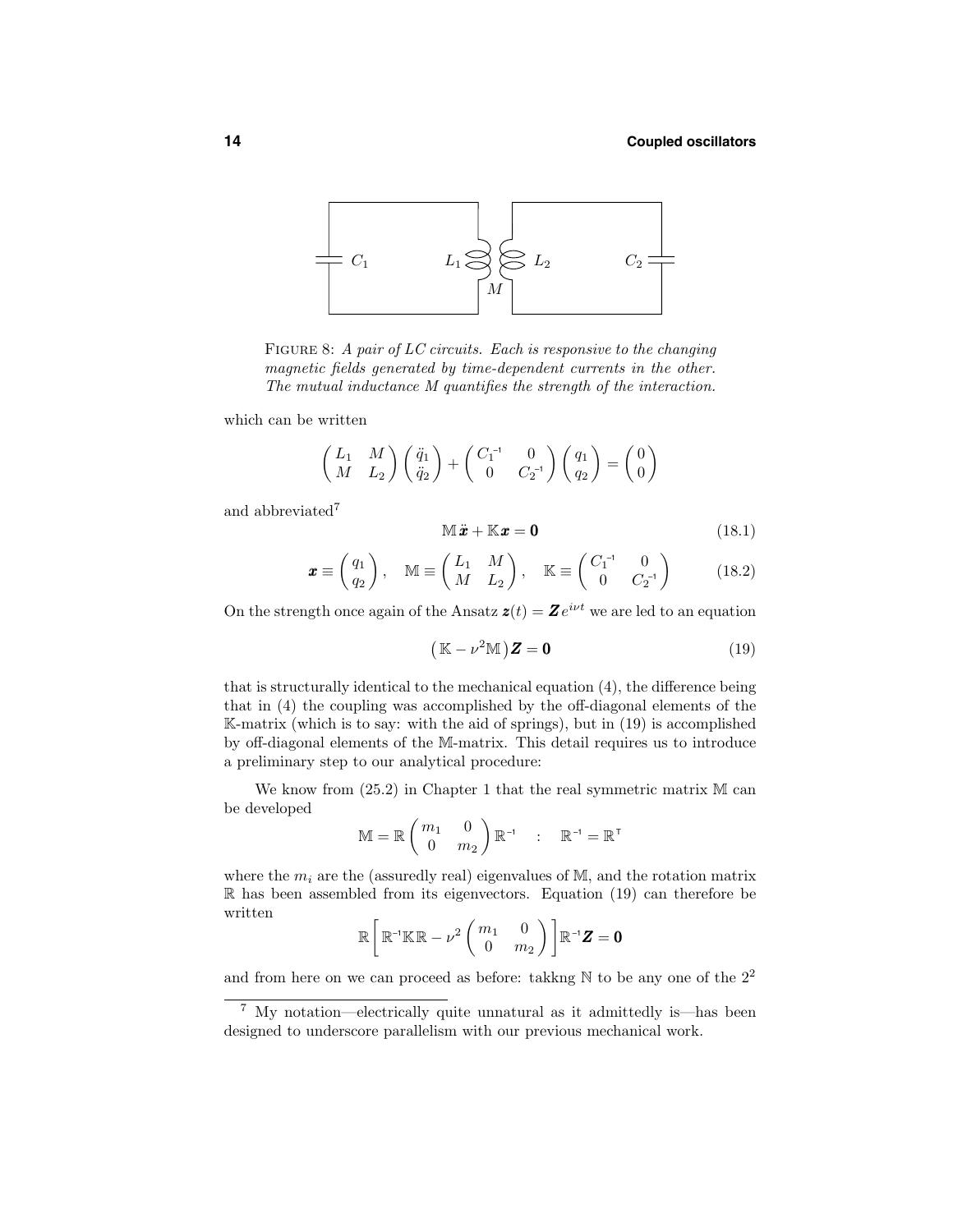FIGURE 8: *A pair of LC circuits. Each is responsive to the changing magnetic fields generated by time-dependent currents in the other. The mutual inductance $M$ quantifies the strength of the interaction.*

which can be written

$$\begin{pmatrix} L_1 & M \\ M & L_2 \end{pmatrix}\begin{pmatrix} \ddot{q}_1 \\ \ddot{q}_2 \end{pmatrix} + \begin{pmatrix} C_1^{-1} & 0 \\ 0 & C_2^{-1} \end{pmatrix}\begin{pmatrix} q_1 \\ q_2 \end{pmatrix} = \begin{pmatrix} 0 \\ 0 \end{pmatrix}$$

and abbreviated[7]

$$\mathbb{M}\,\ddot{\boldsymbol{x}} + \mathbb{K}\boldsymbol{x} = \boldsymbol{0} \tag{18.1}$$

$$\boldsymbol{x} \equiv \begin{pmatrix} q_1 \\ q_2 \end{pmatrix}, \quad \mathbb{M} \equiv \begin{pmatrix} L_1 & M \\ M & L_2 \end{pmatrix}, \quad \mathbb{K} \equiv \begin{pmatrix} C_1^{-1} & 0 \\ 0 & C_2^{-1} \end{pmatrix} \tag{18.2}$$

On the strength once again of the Ansatz $\boldsymbol{z}(t) = \boldsymbol{Z}e^{i\nu t}$ we are led to an equation

$$\big(\mathbb{K} - \nu^2\mathbb{M}\big)\boldsymbol{Z} = \boldsymbol{0} \tag{19}$$

that is structurally identical to the mechanical equation (4), the difference being that in (4) the coupling was accomplished by the off-diagonal elements of the $\mathbb{K}$-matrix (which is to say: with the aid of springs), but in (19) is accomplished by off-diagonal elements of the $\mathbb{M}$-matrix. This detail requires us to introduce a preliminary step to our analytical procedure:

We know from (25.2) in Chapter 1 that the real symmetric matrix $\mathbb{M}$ can be developed

$$\mathbb{M} = \mathbb{R}\begin{pmatrix} m_1 & 0 \\ 0 & m_2 \end{pmatrix}\mathbb{R}^{-1} \quad : \quad \mathbb{R}^{-1} = \mathbb{R}^{\mathsf{T}}$$

where the $m_i$ are the (assuredly real) eigenvalues of $\mathbb{M}$, and the rotation matrix $\mathbb{R}$ has been assembled from its eigenvectors. Equation (19) can therefore be written

$$\mathbb{R}\left[\mathbb{R}^{-1}\mathbb{K}\mathbb{R} - \nu^2\begin{pmatrix} m_1 & 0 \\ 0 & m_2 \end{pmatrix}\right]\mathbb{R}^{-1}\boldsymbol{Z} = \boldsymbol{0}$$

and from here on we can proceed as before: takkng $\mathbb{N}$ to be any one of the $2^2$

[7] My notation—electrically quite unnatural as it admittedly is—has been designed to underscore parallelism with our previous mechanical work.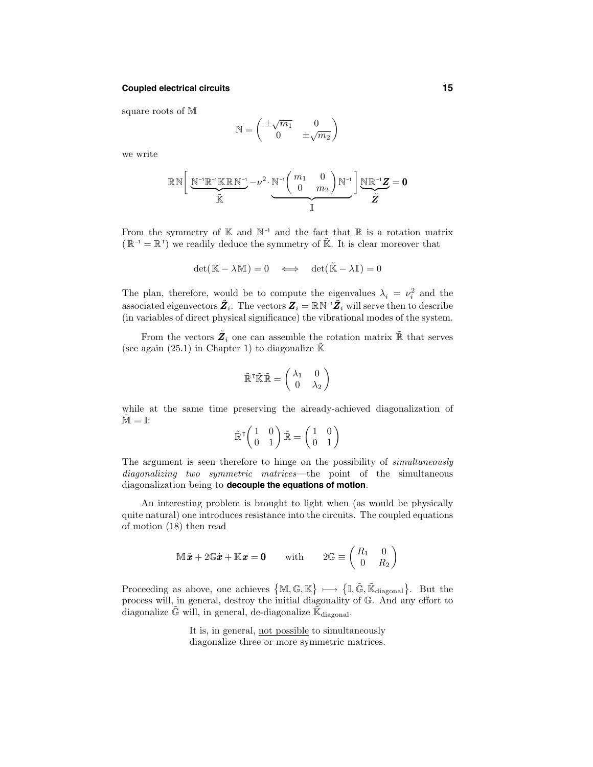square roots of $\mathbb{M}$

$$\mathbb{N} = \begin{pmatrix} \pm\sqrt{m_1} & 0 \\ 0 & \pm\sqrt{m_2} \end{pmatrix}$$

we write

$$\mathbb{R}\mathbb{N}\Big[\underbrace{\mathbb{N}^{-1}\mathbb{R}^{-1}\mathbb{K}\mathbb{R}\mathbb{N}^{-1}}_{\tilde{\mathbb{K}}} - \nu^2 \cdot \underbrace{\mathbb{N}^{-1}\begin{pmatrix} m_1 & 0 \\ 0 & m_2 \end{pmatrix}\mathbb{N}^{-1}}_{\mathbb{I}}\Big]\underbrace{\mathbb{N}\mathbb{R}^{-1}\boldsymbol{Z}}_{\tilde{\boldsymbol{Z}}} = \boldsymbol{0}$$

From the symmetry of $\mathbb{K}$ and $\mathbb{N}^{-1}$ and the fact that $\mathbb{R}$ is a rotation matrix ($\mathbb{R}^{-1} = \mathbb{R}^{\mathsf{T}}$) we readily deduce the symmetry of $\tilde{\mathbb{K}}$. It is clear moreover that

$$\det(\mathbb{K} - \lambda\mathbb{M}) = 0 \quad \Longleftrightarrow \quad \det(\tilde{\mathbb{K}} - \lambda\mathbb{I}) = 0$$

The plan, therefore, would be to compute the eigenvalues $\lambda_i = \nu_i^2$ and the associated eigenvectors $\tilde{\boldsymbol{Z}}_i$. The vectors $\boldsymbol{Z}_i = \mathbb{R}\mathbb{N}^{-1}\tilde{\boldsymbol{Z}}_i$ will serve then to describe (in variables of direct physical significance) the vibrational modes of the system.

From the vectors $\tilde{\boldsymbol{Z}}_i$ one can assemble the rotation matrix $\tilde{\mathbb{R}}$ that serves (see again (25.1) in Chapter 1) to diagonalize $\tilde{\mathbb{K}}$

$$\tilde{\mathbb{R}}^{\mathsf{T}}\tilde{\mathbb{K}}\tilde{\mathbb{R}} = \begin{pmatrix} \lambda_1 & 0 \\ 0 & \lambda_2 \end{pmatrix}$$

while at the same time preserving the already-achieved diagonalization of $\tilde{\mathbb{M}} = \mathbb{I}$:

$$\tilde{\mathbb{R}}^{\mathsf{T}}\begin{pmatrix} 1 & 0 \\ 0 & 1 \end{pmatrix}\tilde{\mathbb{R}} = \begin{pmatrix} 1 & 0 \\ 0 & 1 \end{pmatrix}$$

The argument is seen therefore to hinge on the possibility of *simultaneously diagonalizing two symmetric matrices*—the point of the simultaneous diagonalization being to **decouple the equations of motion**.

An interesting problem is brought to light when (as would be physically quite natural) one introduces resistance into the circuits. The coupled equations of motion (18) then read

$$\mathbb{M}\ddot{\boldsymbol{x}} + 2\mathbb{G}\dot{\boldsymbol{x}} + \mathbb{K}\boldsymbol{x} = \boldsymbol{0} \qquad \text{with} \qquad 2\mathbb{G} \equiv \begin{pmatrix} R_1 & 0 \\ 0 & R_2 \end{pmatrix}$$

Proceeding as above, one achieves $\{\mathbb{M}, \mathbb{G}, \mathbb{K}\} \longmapsto \{\mathbb{I}, \tilde{\mathbb{G}}, \tilde{\mathbb{K}}_{\text{diagonal}}\}$. But the process will, in general, destroy the initial diagonality of $\mathbb{G}$. And any effort to diagonalize $\tilde{\mathbb{G}}$ will, in general, de-diagonalize $\tilde{\mathbb{K}}_{\text{diagonal}}$.

> It is, in general, <u>not possible</u> to simultaneously diagonalize three or more symmetric matrices.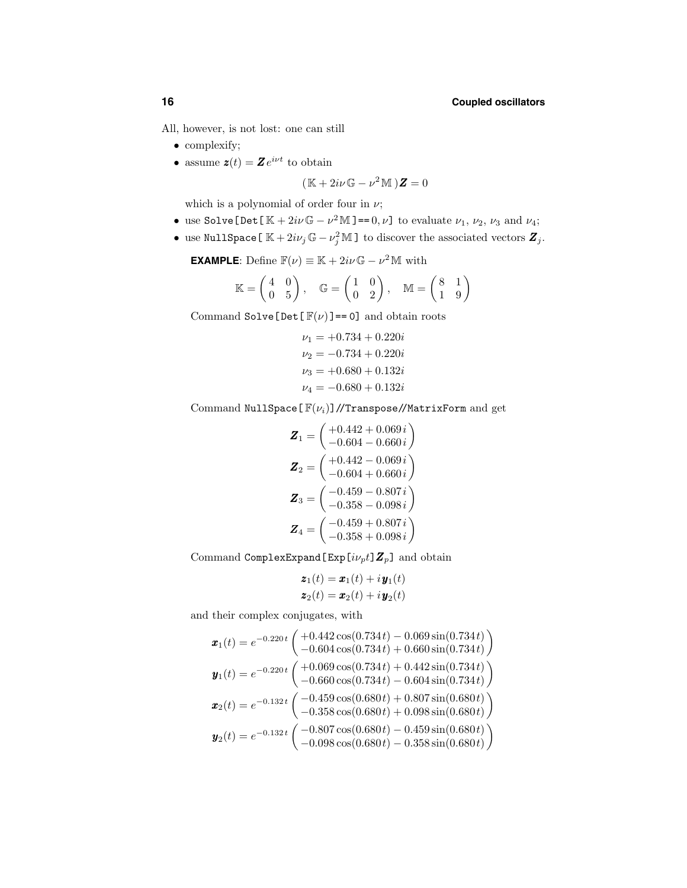All, however, is not lost: one can still

- complexify;
- assume $\boldsymbol{z}(t) = \boldsymbol{Z}\,e^{i\nu t}$ to obtain

$$(\mathbb{K} + 2i\nu\,\mathbb{G} - \nu^2\,\mathbb{M}\,)\boldsymbol{Z} = 0$$

  which is a polynomial of order four in $\nu$;
- use `Solve[Det[`$\mathbb{K} + 2i\nu\,\mathbb{G} - \nu^2\,\mathbb{M}$`]==`$0, \nu$`]` to evaluate $\nu_1$, $\nu_2$, $\nu_3$ and $\nu_4$;
- use `NullSpace[`$\mathbb{K} + 2i\nu_j\,\mathbb{G} - \nu_j^2\,\mathbb{M}$`]` to discover the associated vectors $\boldsymbol{Z}_j$.

**EXAMPLE**: Define $\mathbb{F}(\nu) \equiv \mathbb{K} + 2i\nu\,\mathbb{G} - \nu^2\,\mathbb{M}$ with

$$\mathbb{K} = \begin{pmatrix} 4 & 0 \\ 0 & 5 \end{pmatrix}, \quad \mathbb{G} = \begin{pmatrix} 1 & 0 \\ 0 & 2 \end{pmatrix}, \quad \mathbb{M} = \begin{pmatrix} 8 & 1 \\ 1 & 9 \end{pmatrix}$$

Command `Solve[Det[`$\mathbb{F}(\nu)$`]== 0]` and obtain roots

$$\begin{aligned}
\nu_1 &= +0.734 + 0.220i \\
\nu_2 &= -0.734 + 0.220i \\
\nu_3 &= +0.680 + 0.132i \\
\nu_4 &= -0.680 + 0.132i
\end{aligned}$$

Command `NullSpace[`$\mathbb{F}(\nu_i)$`]//Transpose//MatrixForm` and get

$$\begin{aligned}
\boldsymbol{Z}_1 &= \begin{pmatrix} +0.442 + 0.069\,i \\ -0.604 - 0.660\,i \end{pmatrix} \\
\boldsymbol{Z}_2 &= \begin{pmatrix} +0.442 - 0.069\,i \\ -0.604 + 0.660\,i \end{pmatrix} \\
\boldsymbol{Z}_3 &= \begin{pmatrix} -0.459 - 0.807\,i \\ -0.358 - 0.098\,i \end{pmatrix} \\
\boldsymbol{Z}_4 &= \begin{pmatrix} -0.459 + 0.807\,i \\ -0.358 + 0.098\,i \end{pmatrix}
\end{aligned}$$

Command `ComplexExpand[Exp[`$i\nu_p t$`]`$\boldsymbol{Z}_p$`]` and obtain

$$\begin{aligned}
\boldsymbol{z}_1(t) &= \boldsymbol{x}_1(t) + i\,\boldsymbol{y}_1(t) \\
\boldsymbol{z}_2(t) &= \boldsymbol{x}_2(t) + i\,\boldsymbol{y}_2(t)
\end{aligned}$$

and their complex conjugates, with

$$\begin{aligned}
\boldsymbol{x}_1(t) &= e^{-0.220\,t}\begin{pmatrix} +0.442\cos(0.734t) - 0.069\sin(0.734t) \\ -0.604\cos(0.734t) + 0.660\sin(0.734t) \end{pmatrix} \\
\boldsymbol{y}_1(t) &= e^{-0.220\,t}\begin{pmatrix} +0.069\cos(0.734t) + 0.442\sin(0.734t) \\ -0.660\cos(0.734t) - 0.604\sin(0.734t) \end{pmatrix} \\
\boldsymbol{x}_2(t) &= e^{-0.132\,t}\begin{pmatrix} -0.459\cos(0.680t) + 0.807\sin(0.680t) \\ -0.358\cos(0.680t) + 0.098\sin(0.680t) \end{pmatrix} \\
\boldsymbol{y}_2(t) &= e^{-0.132\,t}\begin{pmatrix} -0.807\cos(0.680t) - 0.459\sin(0.680t) \\ -0.098\cos(0.680t) - 0.358\sin(0.680t) \end{pmatrix}
\end{aligned}$$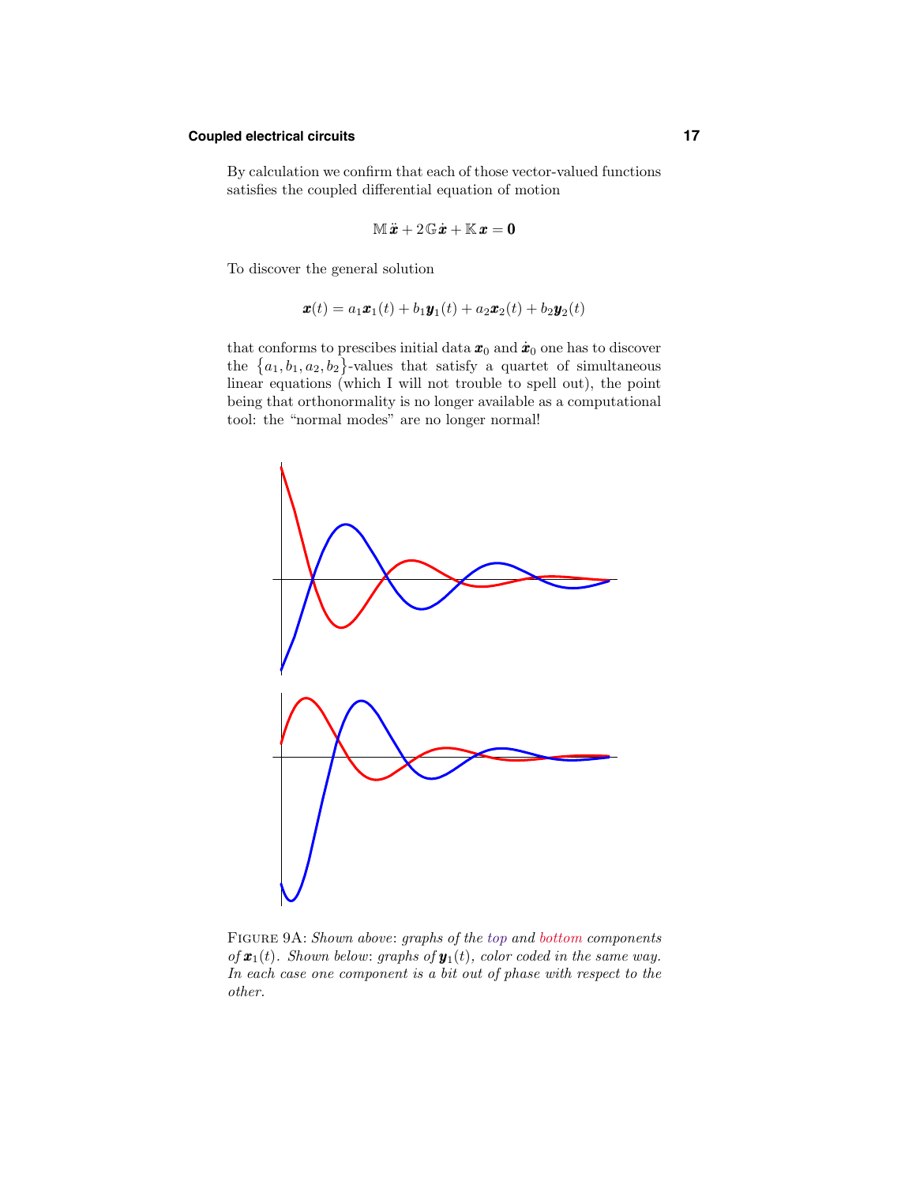By calculation we confirm that each of those vector-valued functions satisfies the coupled differential equation of motion

$$\mathbb{M}\,\ddot{\boldsymbol{x}} + 2\,\mathbb{G}\,\dot{\boldsymbol{x}} + \mathbb{K}\,\boldsymbol{x} = \boldsymbol{0}$$

To discover the general solution

$$\boldsymbol{x}(t) = a_1\boldsymbol{x}_1(t) + b_1\boldsymbol{y}_1(t) + a_2\boldsymbol{x}_2(t) + b_2\boldsymbol{y}_2(t)$$

that conforms to prescibes initial data $\boldsymbol{x}_0$ and $\dot{\boldsymbol{x}}_0$ one has to discover the $\{a_1, b_1, a_2, b_2\}$-values that satisfy a quartet of simultaneous linear equations (which I will not trouble to spell out), the point being that orthonormality is no longer available as a computational tool: the "normal modes" are no longer normal!

FIGURE 9A: *Shown above*: *graphs of the top and bottom components of $\boldsymbol{x}_1(t)$. Shown below*: *graphs of $\boldsymbol{y}_1(t)$, color coded in the same way. In each case one component is a bit out of phase with respect to the other.*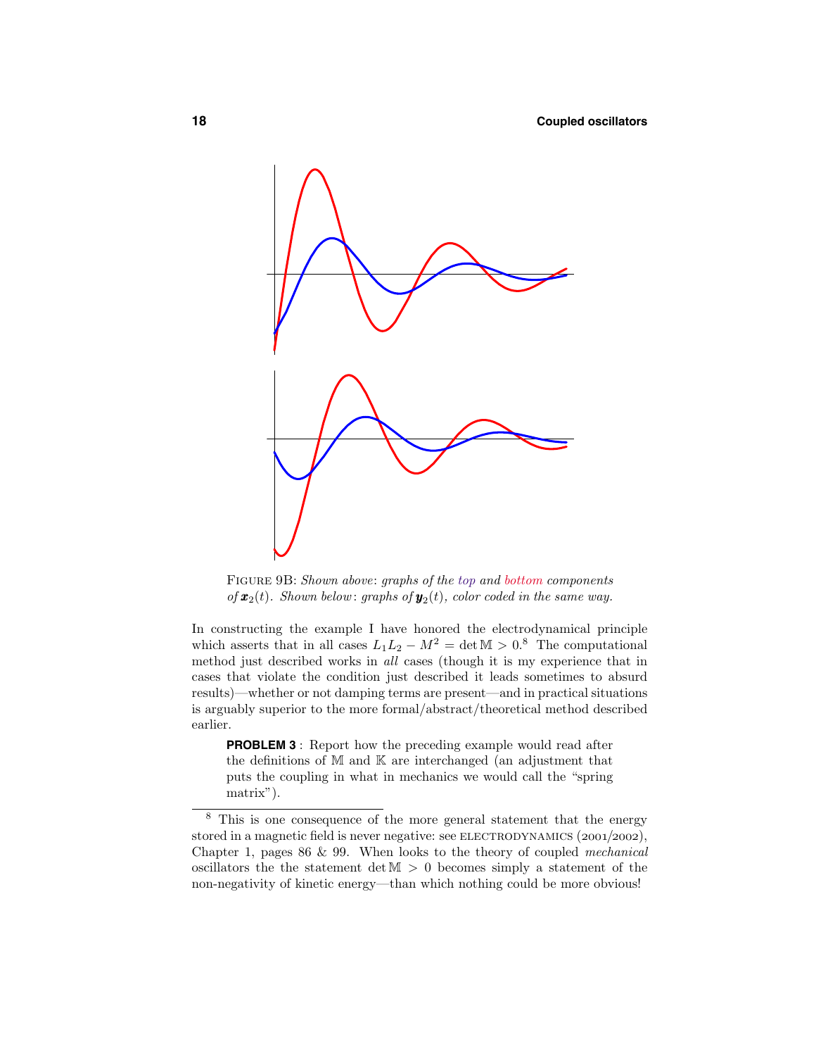FIGURE 9B: *Shown above: graphs of the top and bottom components of $\boldsymbol{x}_2(t)$. Shown below: graphs of $\boldsymbol{y}_2(t)$, color coded in the same way.*

In constructing the example I have honored the electrodynamical principle which asserts that in all cases $L_1L_2 - M^2 = \det \mathbb{M} > 0$.[8] The computational method just described works in *all* cases (though it is my experience that in cases that violate the condition just described it leads sometimes to absurd results)—whether or not damping terms are present—and in practical situations is arguably superior to the more formal/abstract/theoretical method described earlier.

> **PROBLEM 3** : Report how the preceding example would read after the definitions of $\mathbb{M}$ and $\mathbb{K}$ are interchanged (an adjustment that puts the coupling in what in mechanics we would call the "spring matrix").

---

[8] This is one consequence of the more general statement that the energy stored in a magnetic field is never negative: see ELECTRODYNAMICS (2001/2002), Chapter 1, pages 86 & 99. When looks to the theory of coupled *mechanical* oscillators the the statement $\det \mathbb{M} > 0$ becomes simply a statement of the non-negativity of kinetic energy—than which nothing could be more obvious!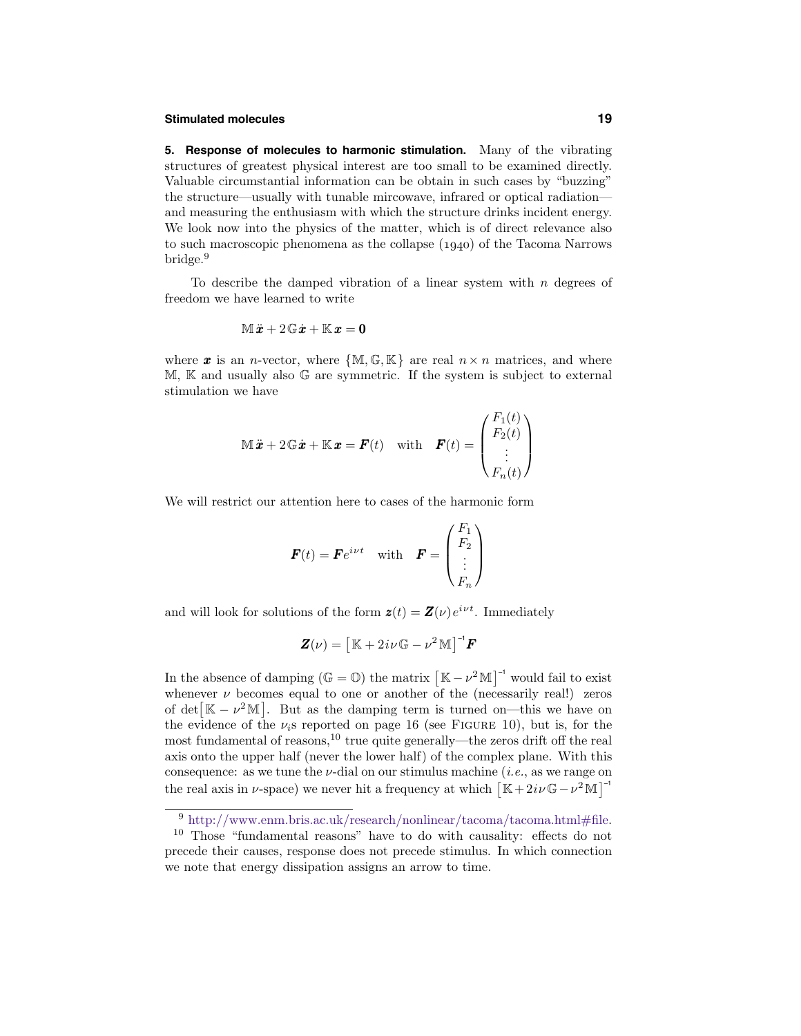**5. Response of molecules to harmonic stimulation.** Many of the vibrating structures of greatest physical interest are too small to be examined directly. Valuable circumstantial information can be obtain in such cases by "buzzing" the structure—usually with tunable mircowave, infrared or optical radiation—and measuring the enthusiasm with which the structure drinks incident energy. We look now into the physics of the matter, which is of direct relevance also to such macroscopic phenomena as the collapse (1940) of the Tacoma Narrows bridge.[9]

To describe the damped vibration of a linear system with $n$ degrees of freedom we have learned to write

$$\mathbb{M}\,\ddot{\boldsymbol{x}} + 2\,\mathbb{G}\,\dot{\boldsymbol{x}} + \mathbb{K}\,\boldsymbol{x} = \boldsymbol{0}$$

where $\boldsymbol{x}$ is an $n$-vector, where $\{\mathbb{M}, \mathbb{G}, \mathbb{K}\}$ are real $n \times n$ matrices, and where $\mathbb{M}$, $\mathbb{K}$ and usually also $\mathbb{G}$ are symmetric. If the system is subject to external stimulation we have

$$\mathbb{M}\,\ddot{\boldsymbol{x}} + 2\,\mathbb{G}\,\dot{\boldsymbol{x}} + \mathbb{K}\,\boldsymbol{x} = \boldsymbol{F}(t) \quad \text{with} \quad \boldsymbol{F}(t) = \begin{pmatrix} F_1(t) \\ F_2(t) \\ \vdots \\ F_n(t) \end{pmatrix}$$

We will restrict our attention here to cases of the harmonic form

$$\boldsymbol{F}(t) = \boldsymbol{F}e^{i\nu t} \quad \text{with} \quad \boldsymbol{F} = \begin{pmatrix} F_1 \\ F_2 \\ \vdots \\ F_n \end{pmatrix}$$

and will look for solutions of the form $\boldsymbol{z}(t) = \boldsymbol{Z}(\nu)\,e^{i\nu t}$. Immediately

$$\boldsymbol{Z}(\nu) = \big[\mathbb{K} + 2i\nu\,\mathbb{G} - \nu^2\,\mathbb{M}\big]^{-1}\boldsymbol{F}$$

In the absence of damping ($\mathbb{G} = \mathbb{O}$) the matrix $\big[\mathbb{K} - \nu^2\,\mathbb{M}\big]^{-1}$ would fail to exist whenever $\nu$ becomes equal to one or another of the (necessarily real!) zeros of $\det\big[\mathbb{K} - \nu^2\,\mathbb{M}\big]$. But as the damping term is turned on—this we have on the evidence of the $\nu_i$s reported on page 16 (see FIGURE 10), but is, for the most fundamental of reasons,[10] true quite generally—the zeros drift off the real axis onto the upper half (never the lower half) of the complex plane. With this consequence: as we tune the $\nu$-dial on our stimulus machine (*i.e.*, as we range on the real axis in $\nu$-space) we never hit a frequency at which $\big[\mathbb{K} + 2i\nu\,\mathbb{G} - \nu^2\,\mathbb{M}\big]^{-1}$

---

[9] http://www.enm.bris.ac.uk/research/nonlinear/tacoma/tacoma.html#file.

[10] Those "fundamental reasons" have to do with causality: effects do not precede their causes, response does not precede stimulus. In which connection we note that energy dissipation assigns an arrow to time.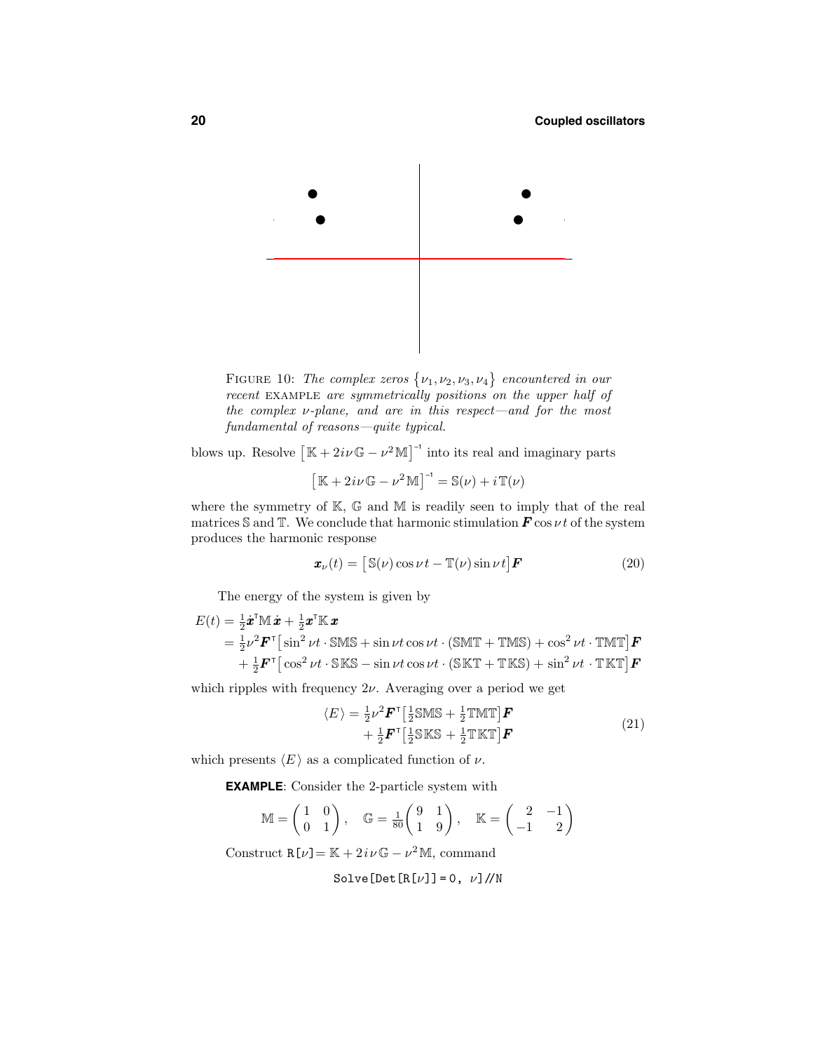FIGURE 10: *The complex zeros $\{\nu_1, \nu_2, \nu_3, \nu_4\}$ encountered in our recent* EXAMPLE *are symmetrically positions on the upper half of the complex $\nu$-plane, and are in this respect—and for the most fundamental of reasons—quite typical.*

blows up. Resolve $\big[\mathbb{K} + 2i\nu\,\mathbb{G} - \nu^2\mathbb{M}\big]^{-1}$ into its real and imaginary parts

$$\big[\mathbb{K} + 2i\nu\,\mathbb{G} - \nu^2\mathbb{M}\big]^{-1} = \mathbb{S}(\nu) + i\,\mathbb{T}(\nu)$$

where the symmetry of $\mathbb{K}$, $\mathbb{G}$ and $\mathbb{M}$ is readily seen to imply that of the real matrices $\mathbb{S}$ and $\mathbb{T}$. We conclude that harmonic stimulation $\boldsymbol{F}\cos\nu t$ of the system produces the harmonic response

$$\boldsymbol{x}_\nu(t) = \big[\,\mathbb{S}(\nu)\cos\nu t - \mathbb{T}(\nu)\sin\nu t\big]\boldsymbol{F} \tag{20}$$

The energy of the system is given by

$$\begin{aligned}
E(t) &= \tfrac{1}{2}\dot{\boldsymbol{x}}^{\mathsf{T}}\mathbb{M}\,\dot{\boldsymbol{x}} + \tfrac{1}{2}\boldsymbol{x}^{\mathsf{T}}\mathbb{K}\,\boldsymbol{x}\\
&= \tfrac{1}{2}\nu^2\boldsymbol{F}^{\mathsf{T}}\big[\sin^2\nu t\cdot\mathbb{SMS} + \sin\nu t\cos\nu t\cdot(\mathbb{SMT}+\mathbb{TMS}) + \cos^2\nu t\cdot\mathbb{TMT}\big]\boldsymbol{F}\\
&\quad + \tfrac{1}{2}\boldsymbol{F}^{\mathsf{T}}\big[\cos^2\nu t\cdot\mathbb{SKS} - \sin\nu t\cos\nu t\cdot(\mathbb{SKT}+\mathbb{TKS}) + \sin^2\nu t\cdot\mathbb{TKT}\big]\boldsymbol{F}
\end{aligned}$$

which ripples with frequency $2\nu$. Averaging over a period we get

$$\begin{aligned}
\langle E\rangle &= \tfrac{1}{2}\nu^2\boldsymbol{F}^{\mathsf{T}}\big[\tfrac{1}{2}\mathbb{SMS} + \tfrac{1}{2}\mathbb{TMT}\big]\boldsymbol{F}\\
&\quad + \tfrac{1}{2}\boldsymbol{F}^{\mathsf{T}}\big[\tfrac{1}{2}\mathbb{SKS} + \tfrac{1}{2}\mathbb{TKT}\big]\boldsymbol{F}
\end{aligned} \tag{21}$$

which presents $\langle E\rangle$ as a complicated function of $\nu$.

**EXAMPLE**: Consider the 2-particle system with

$$\mathbb{M} = \begin{pmatrix}1 & 0\\ 0 & 1\end{pmatrix},\quad \mathbb{G} = \tfrac{1}{80}\begin{pmatrix}9 & 1\\ 1 & 9\end{pmatrix},\quad \mathbb{K} = \begin{pmatrix}2 & -1\\ -1 & 2\end{pmatrix}$$

Construct R[$\nu$]$= \mathbb{K} + 2i\nu\,\mathbb{G} - \nu^2\mathbb{M}$, command

```
Solve[Det[R[ν]] = 0, ν]//N
```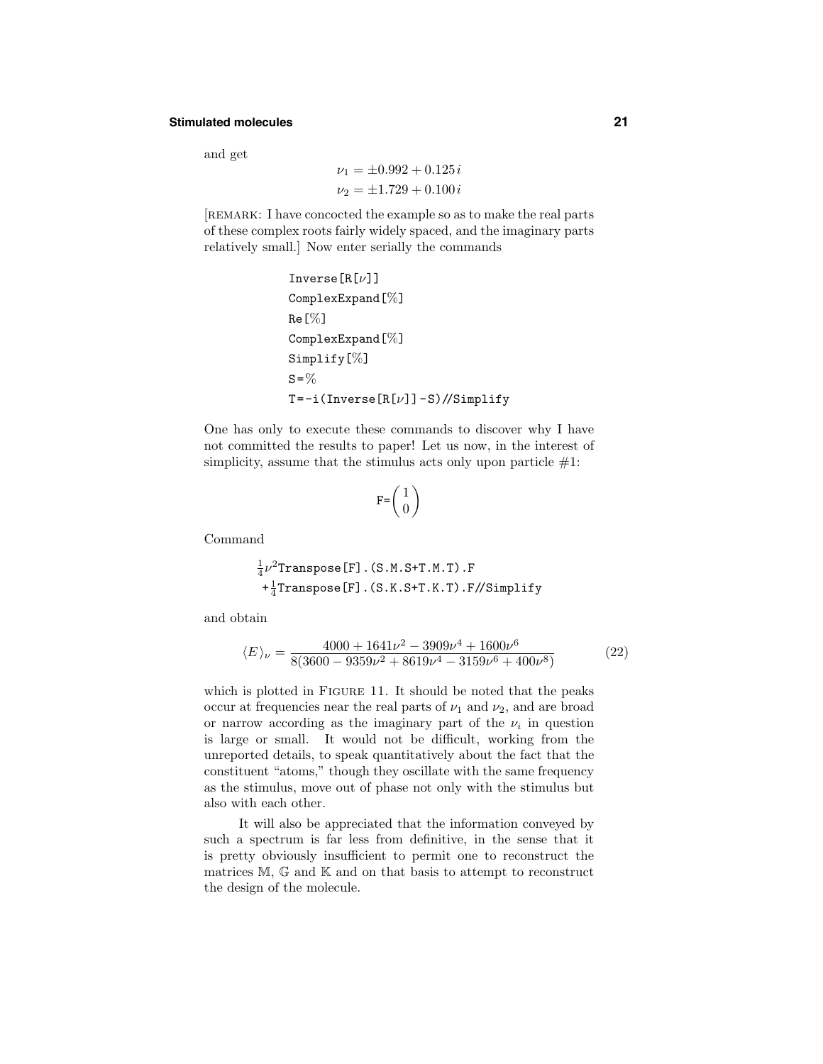and get

$$
\begin{aligned}
\nu_1 &= \pm 0.992 + 0.125\,i \\
\nu_2 &= \pm 1.729 + 0.100\,i
\end{aligned}
$$

[REMARK: I have concocted the example so as to make the real parts of these complex roots fairly widely spaced, and the imaginary parts relatively small.] Now enter serially the commands

```
Inverse[R[ν]]
ComplexExpand[%]
Re[%]
ComplexExpand[%]
Simplify[%]
S=%
T=-i(Inverse[R[ν]]-S)//Simplify
```

One has only to execute these commands to discover why I have not committed the results to paper! Let us now, in the interest of simplicity, assume that the stimulus acts only upon particle #1:

$$
\texttt{F=}\begin{pmatrix} 1 \\ 0 \end{pmatrix}
$$

Command

```
¼ν²Transpose[F].(S.M.S+T.M.T).F
 +¼Transpose[F].(S.K.S+T.K.T).F//Simplify
```

and obtain

$$
\langle E \rangle_\nu = \frac{4000 + 1641\nu^2 - 3909\nu^4 + 1600\nu^6}{8(3600 - 9359\nu^2 + 8619\nu^4 - 3159\nu^6 + 400\nu^8)} \tag{22}
$$

which is plotted in FIGURE 11. It should be noted that the peaks occur at frequencies near the real parts of $\nu_1$ and $\nu_2$, and are broad or narrow according as the imaginary part of the $\nu_i$ in question is large or small. It would not be difficult, working from the unreported details, to speak quantitatively about the fact that the constituent "atoms," though they oscillate with the same frequency as the stimulus, move out of phase not only with the stimulus but also with each other.

It will also be appreciated that the information conveyed by such a spectrum is far less from definitive, in the sense that it is pretty obviously insufficient to permit one to reconstruct the matrices $\mathbb{M}$, $\mathbb{G}$ and $\mathbb{K}$ and on that basis to attempt to reconstruct the design of the molecule.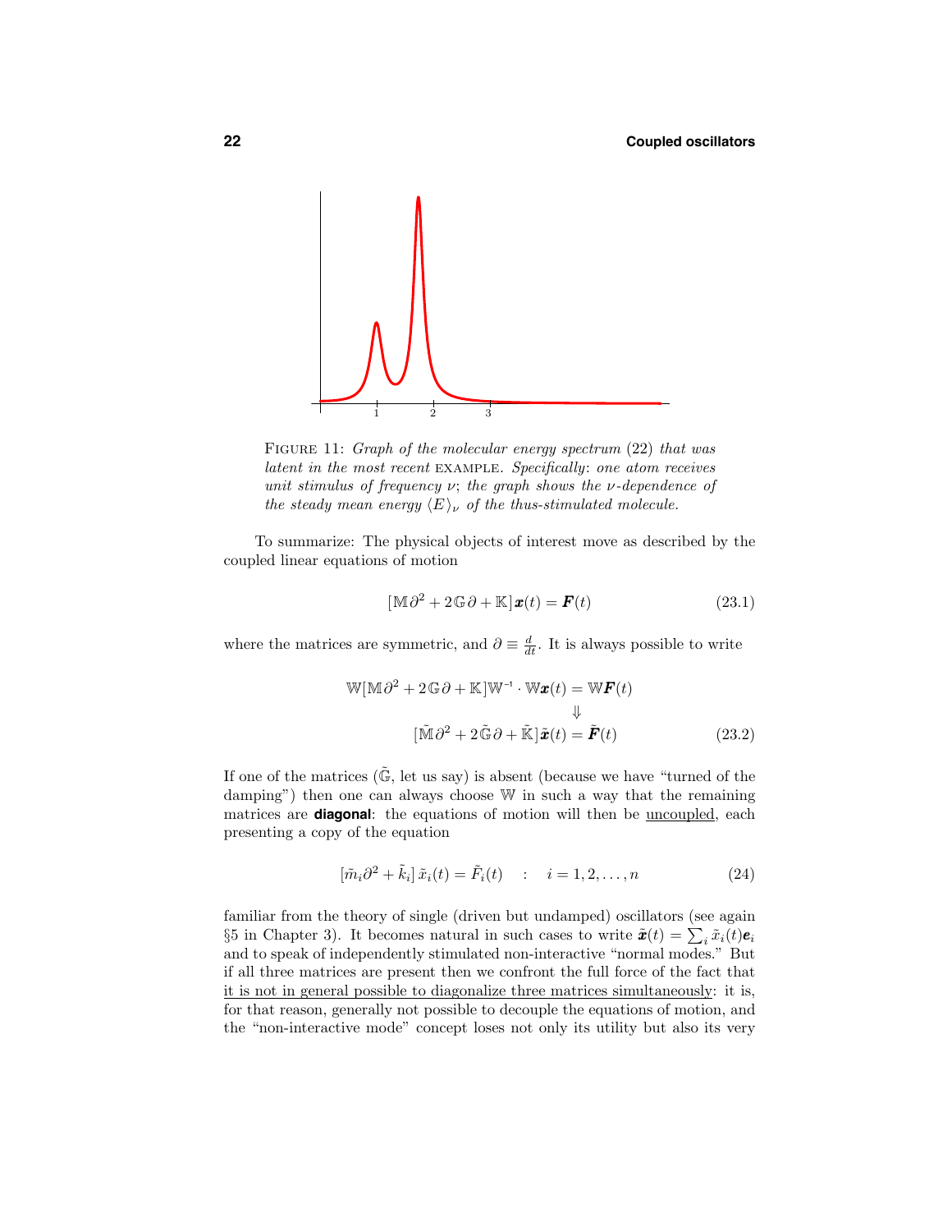FIGURE 11: *Graph of the molecular energy spectrum* (22) *that was latent in the most recent* EXAMPLE. *Specifically*: *one atom receives unit stimulus of frequency* $\nu$; *the graph shows the* $\nu$*-dependence of the steady mean energy* $\langle E\rangle_\nu$ *of the thus-stimulated molecule.*

To summarize: The physical objects of interest move as described by the coupled linear equations of motion

$$[\mathbb{M}\partial^2 + 2\mathbb{G}\,\partial + \mathbb{K}]\boldsymbol{x}(t) = \boldsymbol{F}(t) \tag{23.1}$$

where the matrices are symmetric, and $\partial \equiv \frac{d}{dt}$. It is always possible to write

$$\begin{aligned} \mathbb{W}[\mathbb{M}\partial^2 + 2\mathbb{G}\,\partial + \mathbb{K}]\mathbb{W}^{-1}\cdot\mathbb{W}\boldsymbol{x}(t) &= \mathbb{W}\boldsymbol{F}(t) \\ &\Downarrow \\ [\tilde{\mathbb{M}}\partial^2 + 2\tilde{\mathbb{G}}\,\partial + \tilde{\mathbb{K}}]\tilde{\boldsymbol{x}}(t) &= \tilde{\boldsymbol{F}}(t) \end{aligned} \tag{23.2}$$

If one of the matrices ($\tilde{\mathbb{G}}$, let us say) is absent (because we have "turned of the damping") then one can always choose $\mathbb{W}$ in such a way that the remaining matrices are **diagonal**: the equations of motion will then be <u>uncoupled</u>, each presenting a copy of the equation

$$[\tilde{m}_i\partial^2 + \tilde{k}_i]\,\tilde{x}_i(t) = \tilde{F}_i(t) \quad : \quad i = 1, 2, \ldots, n \tag{24}$$

familiar from the theory of single (driven but undamped) oscillators (see again §5 in Chapter 3). It becomes natural in such cases to write $\tilde{\boldsymbol{x}}(t) = \sum_i \tilde{x}_i(t)\boldsymbol{e}_i$ and to speak of independently stimulated non-interactive "normal modes." But if all three matrices are present then we confront the full force of the fact that <u>it is not in general possible to diagonalize three matrices simultaneously</u>: it is, for that reason, generally not possible to decouple the equations of motion, and the "non-interactive mode" concept loses not only its utility but also its very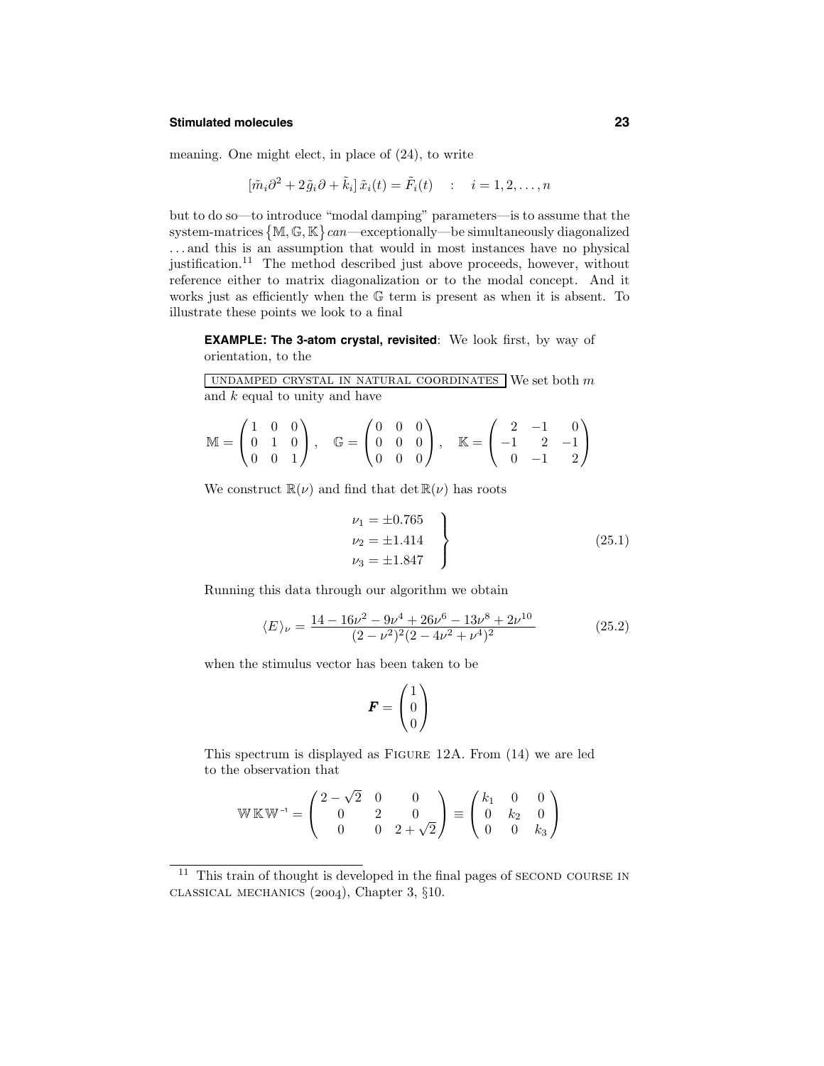meaning. One might elect, in place of (24), to write

$$[\tilde{m}_i\partial^2 + 2\tilde{g}_i\partial + \tilde{k}_i]\,\tilde{x}_i(t) = \tilde{F}_i(t) \quad : \quad i = 1, 2, \ldots, n$$

but to do so—to introduce "modal damping" parameters—is to assume that the system-matrices $\{\mathbb{M}, \mathbb{G}, \mathbb{K}\}$ *can*—exceptionally—be simultaneously diagonalized . . . and this is an assumption that would in most instances have no physical justification.[11] The method described just above proceeds, however, without reference either to matrix diagonalization or to the modal concept. And it works just as efficiently when the $\mathbb{G}$ term is present as when it is absent. To illustrate these points we look to a final

**EXAMPLE: The 3-atom crystal, revisited**: We look first, by way of orientation, to the

UNDAMPED CRYSTAL IN NATURAL COORDINATES We set both $m$ and $k$ equal to unity and have

$$\mathbb{M} = \begin{pmatrix} 1 & 0 & 0 \\ 0 & 1 & 0 \\ 0 & 0 & 1 \end{pmatrix}, \quad \mathbb{G} = \begin{pmatrix} 0 & 0 & 0 \\ 0 & 0 & 0 \\ 0 & 0 & 0 \end{pmatrix}, \quad \mathbb{K} = \begin{pmatrix} 2 & -1 & 0 \\ -1 & 2 & -1 \\ 0 & -1 & 2 \end{pmatrix}$$

We construct $\mathbb{R}(\nu)$ and find that $\det \mathbb{R}(\nu)$ has roots

$$\left.\begin{aligned} \nu_1 &= \pm 0.765 \\ \nu_2 &= \pm 1.414 \\ \nu_3 &= \pm 1.847 \end{aligned}\right\} \tag{25.1}$$

Running this data through our algorithm we obtain

$$\langle E \rangle_\nu = \frac{14 - 16\nu^2 - 9\nu^4 + 26\nu^6 - 13\nu^8 + 2\nu^{10}}{(2-\nu^2)^2(2 - 4\nu^2 + \nu^4)^2} \tag{25.2}$$

when the stimulus vector has been taken to be

$$\boldsymbol{F} = \begin{pmatrix} 1 \\ 0 \\ 0 \end{pmatrix}$$

This spectrum is displayed as FIGURE 12A. From (14) we are led to the observation that

$$\mathbb{W}\,\mathbb{K}\,\mathbb{W}^{-1} = \begin{pmatrix} 2-\sqrt{2} & 0 & 0 \\ 0 & 2 & 0 \\ 0 & 0 & 2+\sqrt{2} \end{pmatrix} \equiv \begin{pmatrix} k_1 & 0 & 0 \\ 0 & k_2 & 0 \\ 0 & 0 & k_3 \end{pmatrix}$$

[11] This train of thought is developed in the final pages of SECOND COURSE IN CLASSICAL MECHANICS (2004), Chapter 3, §10.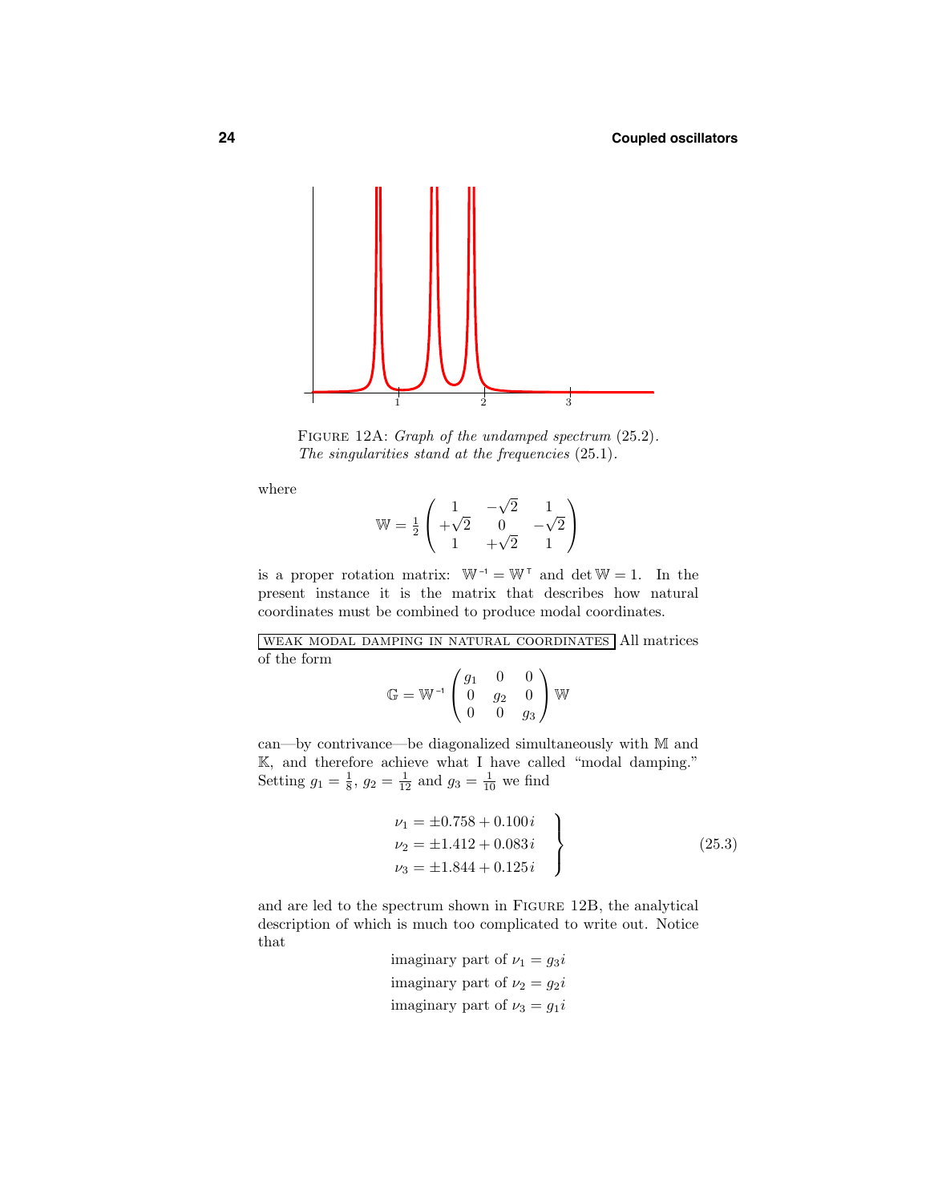FIGURE 12A: *Graph of the undamped spectrum* (25.2). *The singularities stand at the frequencies* (25.1).

where

$$\mathbb{W} = \tfrac{1}{2}\begin{pmatrix} 1 & -\sqrt{2} & 1 \\ +\sqrt{2} & 0 & -\sqrt{2} \\ 1 & +\sqrt{2} & 1 \end{pmatrix}$$

is a proper rotation matrix: $\mathbb{W}^{-1} = \mathbb{W}^{\mathsf{T}}$ and $\det \mathbb{W} = 1$. In the present instance it is the matrix that describes how natural coordinates must be combined to produce modal coordinates.

WEAK MODAL DAMPING IN NATURAL COORDINATES All matrices of the form

$$\mathbb{G} = \mathbb{W}^{-1}\begin{pmatrix} g_1 & 0 & 0 \\ 0 & g_2 & 0 \\ 0 & 0 & g_3 \end{pmatrix}\mathbb{W}$$

can—by contrivance—be diagonalized simultaneously with $\mathbb{M}$ and $\mathbb{K}$, and therefore achieve what I have called "modal damping." Setting $g_1 = \frac{1}{8}$, $g_2 = \frac{1}{12}$ and $g_3 = \frac{1}{10}$ we find

$$\left.\begin{aligned} \nu_1 &= \pm 0.758 + 0.100\,i \\ \nu_2 &= \pm 1.412 + 0.083\,i \\ \nu_3 &= \pm 1.844 + 0.125\,i \end{aligned}\right\} \tag{25.3}$$

and are led to the spectrum shown in FIGURE 12B, the analytical description of which is much too complicated to write out. Notice that

$$\begin{aligned} \text{imaginary part of } \nu_1 &= g_3 i \\ \text{imaginary part of } \nu_2 &= g_2 i \\ \text{imaginary part of } \nu_3 &= g_1 i \end{aligned}$$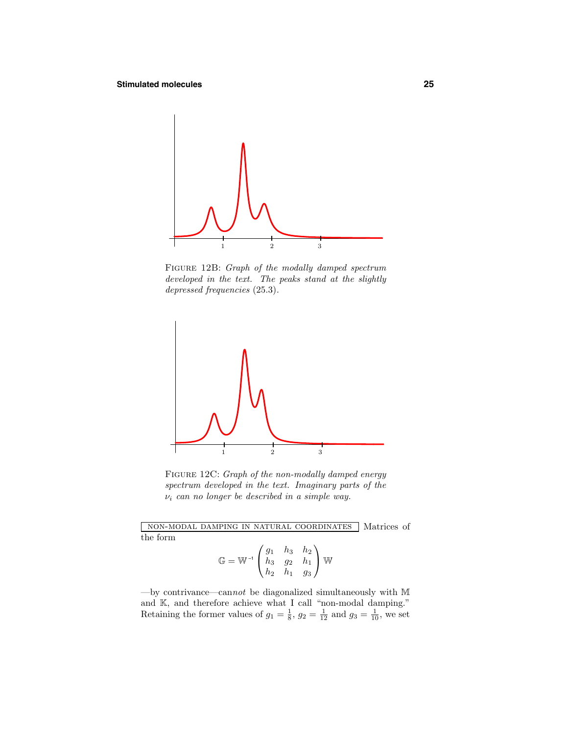FIGURE 12B: *Graph of the modally damped spectrum developed in the text. The peaks stand at the slightly depressed frequencies* (25.3).

FIGURE 12C: *Graph of the non-modally damped energy spectrum developed in the text. Imaginary parts of the* $\nu_i$ *can no longer be described in a simple way.*

NON-MODAL DAMPING IN NATURAL COORDINATES Matrices of the form

$$\mathbb{G} = \mathbb{W}^{-1} \begin{pmatrix} g_1 & h_3 & h_2 \\ h_3 & g_2 & h_1 \\ h_2 & h_1 & g_3 \end{pmatrix} \mathbb{W}$$

—by contrivance—can*not* be diagonalized simultaneously with $\mathbb{M}$ and $\mathbb{K}$, and therefore achieve what I call "non-modal damping." Retaining the former values of $g_1 = \frac{1}{8}$, $g_2 = \frac{1}{12}$ and $g_3 = \frac{1}{10}$, we set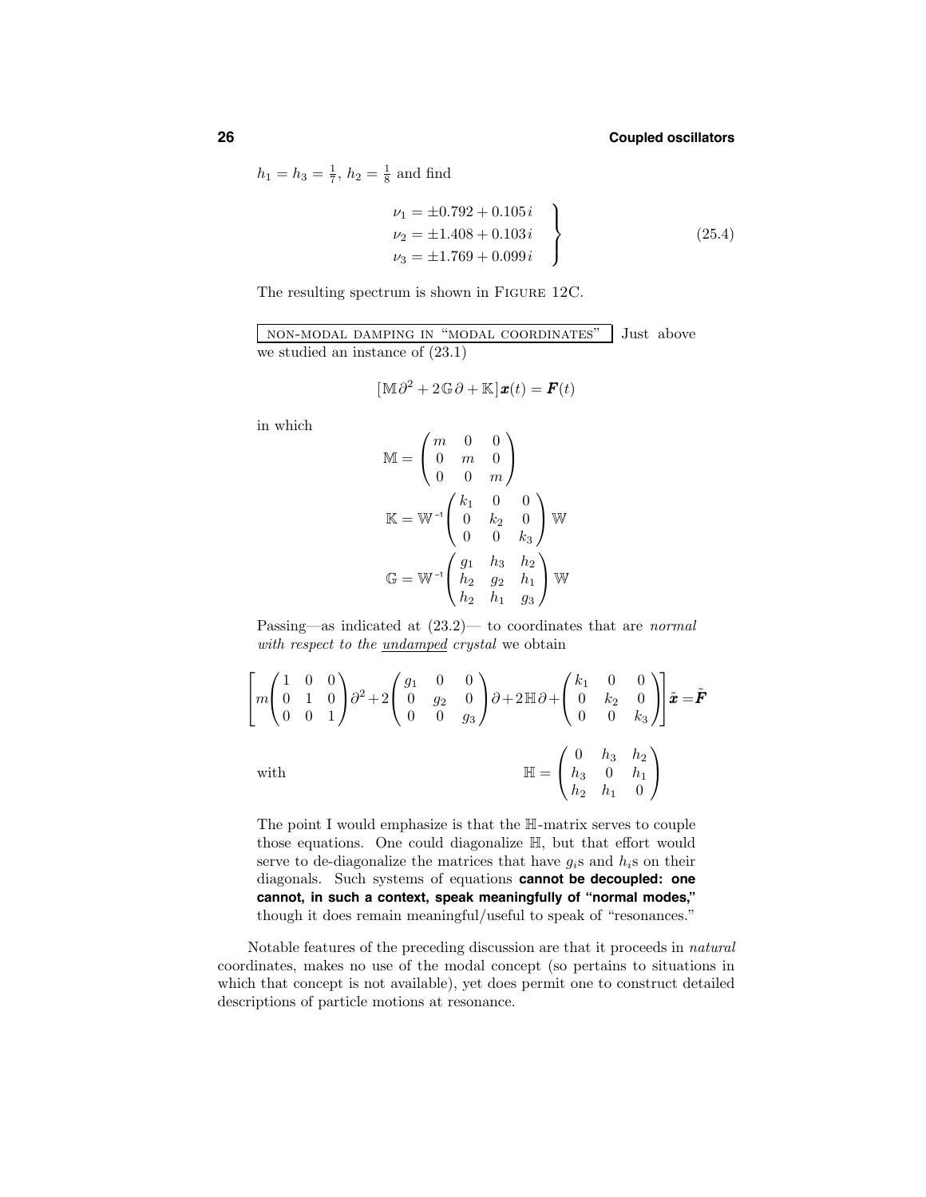$h_1 = h_3 = \frac{1}{7}$, $h_2 = \frac{1}{8}$ and find

$$\left.\begin{aligned} \nu_1 &= \pm 0.792 + 0.105\,i \\ \nu_2 &= \pm 1.408 + 0.103\,i \\ \nu_3 &= \pm 1.769 + 0.099\,i \end{aligned}\right\} \tag{25.4}$$

The resulting spectrum is shown in FIGURE 12C.

NON-MODAL DAMPING IN "MODAL COORDINATES" Just above we studied an instance of (23.1)

$$[\mathbb{M}\partial^2 + 2\mathbb{G}\,\partial + \mathbb{K}]\,\boldsymbol{x}(t) = \boldsymbol{F}(t)$$

in which

$$\mathbb{M} = \begin{pmatrix} m & 0 & 0 \\ 0 & m & 0 \\ 0 & 0 & m \end{pmatrix}$$

$$\mathbb{K} = \mathbb{W}^{-1}\begin{pmatrix} k_1 & 0 & 0 \\ 0 & k_2 & 0 \\ 0 & 0 & k_3 \end{pmatrix}\mathbb{W}$$

$$\mathbb{G} = \mathbb{W}^{-1}\begin{pmatrix} g_1 & h_3 & h_2 \\ h_2 & g_2 & h_1 \\ h_2 & h_1 & g_3 \end{pmatrix}\mathbb{W}$$

Passing—as indicated at (23.2)— to coordinates that are *normal with respect to the undamped crystal* we obtain

$$\left[m\begin{pmatrix} 1 & 0 & 0 \\ 0 & 1 & 0 \\ 0 & 0 & 1 \end{pmatrix}\partial^2 + 2\begin{pmatrix} g_1 & 0 & 0 \\ 0 & g_2 & 0 \\ 0 & 0 & g_3 \end{pmatrix}\partial + 2\mathbb{H}\,\partial + \begin{pmatrix} k_1 & 0 & 0 \\ 0 & k_2 & 0 \\ 0 & 0 & k_3 \end{pmatrix}\right]\tilde{\boldsymbol{x}} = \tilde{\boldsymbol{F}}$$

with

$$\mathbb{H} = \begin{pmatrix} 0 & h_3 & h_2 \\ h_3 & 0 & h_1 \\ h_2 & h_1 & 0 \end{pmatrix}$$

The point I would emphasize is that the $\mathbb{H}$-matrix serves to couple those equations. One could diagonalize $\mathbb{H}$, but that effort would serve to de-diagonalize the matrices that have $g_i$s and $h_i$s on their diagonals. Such systems of equations **cannot be decoupled: one cannot, in such a context, speak meaningfully of "normal modes,"** though it does remain meaningful/useful to speak of "resonances."

Notable features of the preceding discussion are that it proceeds in *natural* coordinates, makes no use of the modal concept (so pertains to situations in which that concept is not available), yet does permit one to construct detailed descriptions of particle motions at resonance.